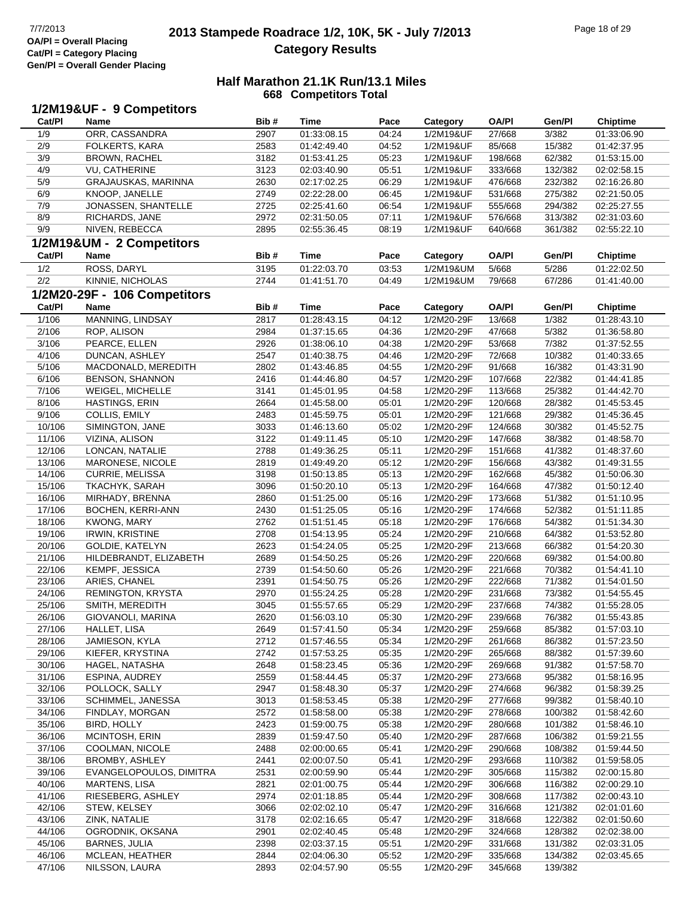OA/Pl = Overall Placing
Cat/Pl = Category Placing
Gen/Pl = Overall Gender Placing

# 2013 Stampede Roadrace 1/2, 10K, 5K - July 7/2013
## Category Results

### Half Marathon 21.1K Run/13.1 Miles
### 668 Competitors Total

**1/2M19&UF - 9 Competitors**

| Cat/Pl | Name | Bib # | Time | Pace | Category | OA/Pl | Gen/Pl | Chiptime |
|---|---|---|---|---|---|---|---|---|
| 1/9 | ORR, CASSANDRA | 2907 | 01:33:08.15 | 04:24 | 1/2M19&UF | 27/668 | 3/382 | 01:33:06.90 |
| 2/9 | FOLKERTS, KARA | 2583 | 01:42:49.40 | 04:52 | 1/2M19&UF | 85/668 | 15/382 | 01:42:37.95 |
| 3/9 | BROWN, RACHEL | 3182 | 01:53:41.25 | 05:23 | 1/2M19&UF | 198/668 | 62/382 | 01:53:15.00 |
| 4/9 | VU, CATHERINE | 3123 | 02:03:40.90 | 05:51 | 1/2M19&UF | 333/668 | 132/382 | 02:02:58.15 |
| 5/9 | GRAJAUSKAS, MARINNA | 2630 | 02:17:02.25 | 06:29 | 1/2M19&UF | 476/668 | 232/382 | 02:16:26.80 |
| 6/9 | KNOOP, JANELLE | 2749 | 02:22:28.00 | 06:45 | 1/2M19&UF | 531/668 | 275/382 | 02:21:50.05 |
| 7/9 | JONASSEN, SHANTELLE | 2725 | 02:25:41.60 | 06:54 | 1/2M19&UF | 555/668 | 294/382 | 02:25:27.55 |
| 8/9 | RICHARDS, JANE | 2972 | 02:31:50.05 | 07:11 | 1/2M19&UF | 576/668 | 313/382 | 02:31:03.60 |
| 9/9 | NIVEN, REBECCA | 2895 | 02:55:36.45 | 08:19 | 1/2M19&UF | 640/668 | 361/382 | 02:55:22.10 |

**1/2M19&UM - 2 Competitors**

| Cat/Pl | Name | Bib # | Time | Pace | Category | OA/Pl | Gen/Pl | Chiptime |
|---|---|---|---|---|---|---|---|---|
| 1/2 | ROSS, DARYL | 3195 | 01:22:03.70 | 03:53 | 1/2M19&UM | 5/668 | 5/286 | 01:22:02.50 |
| 2/2 | KINNIE, NICHOLAS | 2744 | 01:41:51.70 | 04:49 | 1/2M19&UM | 79/668 | 67/286 | 01:41:40.00 |

**1/2M20-29F - 106 Competitors**

| Cat/Pl | Name | Bib # | Time | Pace | Category | OA/Pl | Gen/Pl | Chiptime |
|---|---|---|---|---|---|---|---|---|
| 1/106 | MANNING, LINDSAY | 2817 | 01:28:43.15 | 04:12 | 1/2M20-29F | 13/668 | 1/382 | 01:28:43.10 |
| 2/106 | ROP, ALISON | 2984 | 01:37:15.65 | 04:36 | 1/2M20-29F | 47/668 | 5/382 | 01:36:58.80 |
| 3/106 | PEARCE, ELLEN | 2926 | 01:38:06.10 | 04:38 | 1/2M20-29F | 53/668 | 7/382 | 01:37:52.55 |
| 4/106 | DUNCAN, ASHLEY | 2547 | 01:40:38.75 | 04:46 | 1/2M20-29F | 72/668 | 10/382 | 01:40:33.65 |
| 5/106 | MACDONALD, MEREDITH | 2802 | 01:43:46.85 | 04:55 | 1/2M20-29F | 91/668 | 16/382 | 01:43:31.90 |
| 6/106 | BENSON, SHANNON | 2416 | 01:44:46.80 | 04:57 | 1/2M20-29F | 107/668 | 22/382 | 01:44:41.85 |
| 7/106 | WEIGEL, MICHELLE | 3141 | 01:45:01.95 | 04:58 | 1/2M20-29F | 113/668 | 25/382 | 01:44:42.70 |
| 8/106 | HASTINGS, ERIN | 2664 | 01:45:58.00 | 05:01 | 1/2M20-29F | 120/668 | 28/382 | 01:45:53.45 |
| 9/106 | COLLIS, EMILY | 2483 | 01:45:59.75 | 05:01 | 1/2M20-29F | 121/668 | 29/382 | 01:45:36.45 |
| 10/106 | SIMINGTON, JANE | 3033 | 01:46:13.60 | 05:02 | 1/2M20-29F | 124/668 | 30/382 | 01:45:52.75 |
| 11/106 | VIZINA, ALISON | 3122 | 01:49:11.45 | 05:10 | 1/2M20-29F | 147/668 | 38/382 | 01:48:58.70 |
| 12/106 | LONCAN, NATALIE | 2788 | 01:49:36.25 | 05:11 | 1/2M20-29F | 151/668 | 41/382 | 01:48:37.60 |
| 13/106 | MARONESE, NICOLE | 2819 | 01:49:49.20 | 05:12 | 1/2M20-29F | 156/668 | 43/382 | 01:49:31.55 |
| 14/106 | CURRIE, MELISSA | 3198 | 01:50:13.85 | 05:13 | 1/2M20-29F | 162/668 | 45/382 | 01:50:06.30 |
| 15/106 | TKACHYK, SARAH | 3096 | 01:50:20.10 | 05:13 | 1/2M20-29F | 164/668 | 47/382 | 01:50:12.40 |
| 16/106 | MIRHADY, BRENNA | 2860 | 01:51:25.00 | 05:16 | 1/2M20-29F | 173/668 | 51/382 | 01:51:10.95 |
| 17/106 | BOCHEN, KERRI-ANN | 2430 | 01:51:25.05 | 05:16 | 1/2M20-29F | 174/668 | 52/382 | 01:51:11.85 |
| 18/106 | KWONG, MARY | 2762 | 01:51:51.45 | 05:18 | 1/2M20-29F | 176/668 | 54/382 | 01:51:34.30 |
| 19/106 | IRWIN, KRISTINE | 2708 | 01:54:13.95 | 05:24 | 1/2M20-29F | 210/668 | 64/382 | 01:53:52.80 |
| 20/106 | GOLDIE, KATELYN | 2623 | 01:54:24.05 | 05:25 | 1/2M20-29F | 213/668 | 66/382 | 01:54:20.30 |
| 21/106 | HILDEBRANDT, ELIZABETH | 2689 | 01:54:50.25 | 05:26 | 1/2M20-29F | 220/668 | 69/382 | 01:54:00.80 |
| 22/106 | KEMPF, JESSICA | 2739 | 01:54:50.60 | 05:26 | 1/2M20-29F | 221/668 | 70/382 | 01:54:41.10 |
| 23/106 | ARIES, CHANEL | 2391 | 01:54:50.75 | 05:26 | 1/2M20-29F | 222/668 | 71/382 | 01:54:01.50 |
| 24/106 | REMINGTON, KRYSTA | 2970 | 01:55:24.25 | 05:28 | 1/2M20-29F | 231/668 | 73/382 | 01:54:55.45 |
| 25/106 | SMITH, MEREDITH | 3045 | 01:55:57.65 | 05:29 | 1/2M20-29F | 237/668 | 74/382 | 01:55:28.05 |
| 26/106 | GIOVANOLI, MARINA | 2620 | 01:56:03.10 | 05:30 | 1/2M20-29F | 239/668 | 76/382 | 01:55:43.85 |
| 27/106 | HALLET, LISA | 2649 | 01:57:41.50 | 05:34 | 1/2M20-29F | 259/668 | 85/382 | 01:57:03.10 |
| 28/106 | JAMIESON, KYLA | 2712 | 01:57:46.55 | 05:34 | 1/2M20-29F | 261/668 | 86/382 | 01:57:23.50 |
| 29/106 | KIEFER, KRYSTINA | 2742 | 01:57:53.25 | 05:35 | 1/2M20-29F | 265/668 | 88/382 | 01:57:39.60 |
| 30/106 | HAGEL, NATASHA | 2648 | 01:58:23.45 | 05:36 | 1/2M20-29F | 269/668 | 91/382 | 01:57:58.70 |
| 31/106 | ESPINA, AUDREY | 2559 | 01:58:44.45 | 05:37 | 1/2M20-29F | 273/668 | 95/382 | 01:58:16.95 |
| 32/106 | POLLOCK, SALLY | 2947 | 01:58:48.30 | 05:37 | 1/2M20-29F | 274/668 | 96/382 | 01:58:39.25 |
| 33/106 | SCHIMMEL, JANESSA | 3013 | 01:58:53.45 | 05:38 | 1/2M20-29F | 277/668 | 99/382 | 01:58:40.10 |
| 34/106 | FINDLAY, MORGAN | 2572 | 01:58:58.00 | 05:38 | 1/2M20-29F | 278/668 | 100/382 | 01:58:42.60 |
| 35/106 | BIRD, HOLLY | 2423 | 01:59:00.75 | 05:38 | 1/2M20-29F | 280/668 | 101/382 | 01:58:46.10 |
| 36/106 | MCINTOSH, ERIN | 2839 | 01:59:47.50 | 05:40 | 1/2M20-29F | 287/668 | 106/382 | 01:59:21.55 |
| 37/106 | COOLMAN, NICOLE | 2488 | 02:00:00.65 | 05:41 | 1/2M20-29F | 290/668 | 108/382 | 01:59:44.50 |
| 38/106 | BROMBY, ASHLEY | 2441 | 02:00:07.50 | 05:41 | 1/2M20-29F | 293/668 | 110/382 | 01:59:58.05 |
| 39/106 | EVANGELOPOULOS, DIMITRA | 2531 | 02:00:59.90 | 05:44 | 1/2M20-29F | 305/668 | 115/382 | 02:00:15.80 |
| 40/106 | MARTENS, LISA | 2821 | 02:01:00.75 | 05:44 | 1/2M20-29F | 306/668 | 116/382 | 02:00:29.10 |
| 41/106 | RIESEBERG, ASHLEY | 2974 | 02:01:18.85 | 05:44 | 1/2M20-29F | 308/668 | 117/382 | 02:00:43.10 |
| 42/106 | STEW, KELSEY | 3066 | 02:02:02.10 | 05:47 | 1/2M20-29F | 316/668 | 121/382 | 02:01:01.60 |
| 43/106 | ZINK, NATALIE | 3178 | 02:02:16.65 | 05:47 | 1/2M20-29F | 318/668 | 122/382 | 02:01:50.60 |
| 44/106 | OGRODNIK, OKSANA | 2901 | 02:02:40.45 | 05:48 | 1/2M20-29F | 324/668 | 128/382 | 02:02:38.00 |
| 45/106 | BARNES, JULIA | 2398 | 02:03:37.15 | 05:51 | 1/2M20-29F | 331/668 | 131/382 | 02:03:31.05 |
| 46/106 | MCLEAN, HEATHER | 2844 | 02:04:06.30 | 05:52 | 1/2M20-29F | 335/668 | 134/382 | 02:03:45.65 |
| 47/106 | NILSSON, LAURA | 2893 | 02:04:57.90 | 05:55 | 1/2M20-29F | 345/668 | 139/382 | |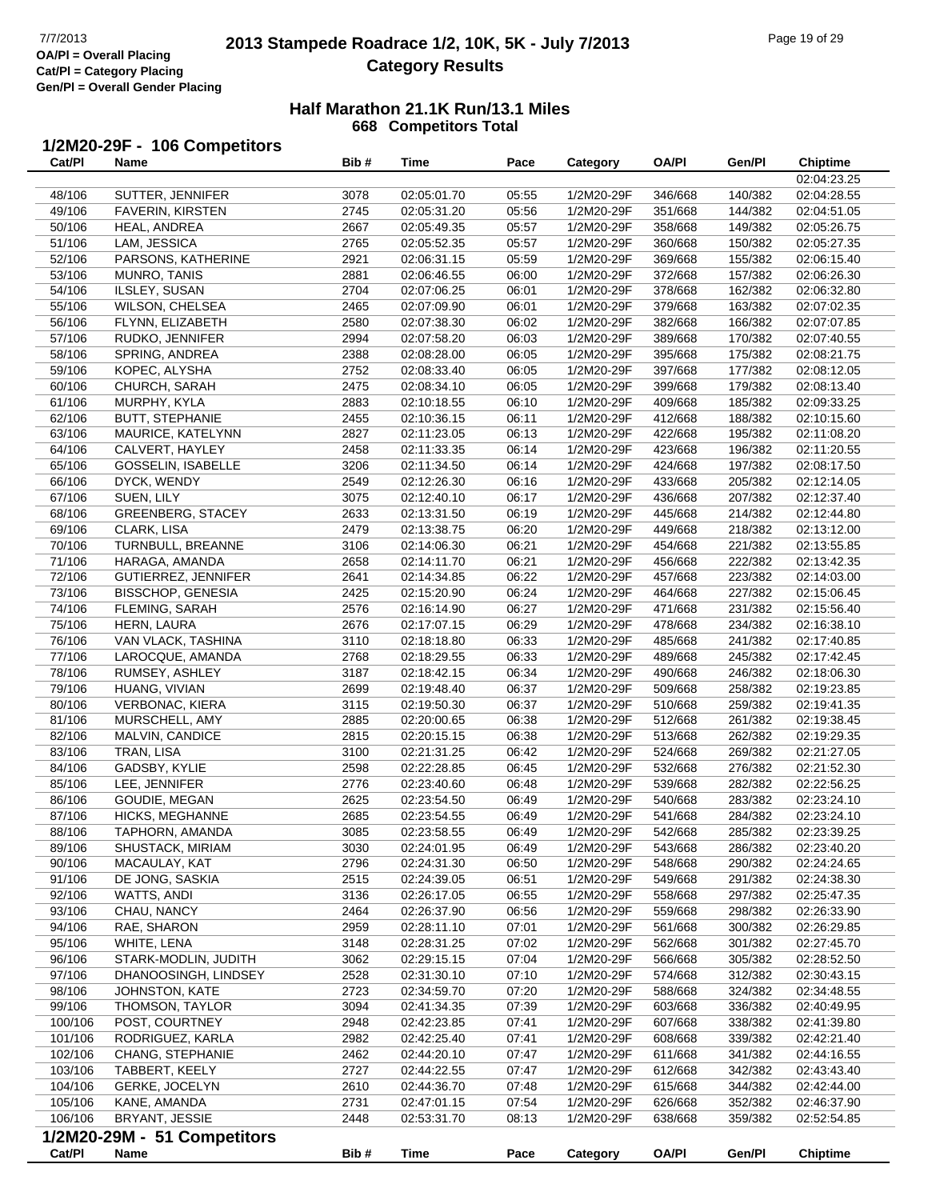## Half Marathon 21.1K Run/13.1 Miles
### 668 Competitors Total

### 1/2M20-29F - 106 Competitors

| Cat/Pl | Name | Bib # | Time | Pace | Category | OA/Pl | Gen/Pl | Chiptime |
|---|---|---|---|---|---|---|---|---|
| | | | | | | | | 02:04:23.25 |
| 48/106 | SUTTER, JENNIFER | 3078 | 02:05:01.70 | 05:55 | 1/2M20-29F | 346/668 | 140/382 | 02:04:28.55 |
| 49/106 | FAVERIN, KIRSTEN | 2745 | 02:05:31.20 | 05:56 | 1/2M20-29F | 351/668 | 144/382 | 02:04:51.05 |
| 50/106 | HEAL, ANDREA | 2667 | 02:05:49.35 | 05:57 | 1/2M20-29F | 358/668 | 149/382 | 02:05:26.75 |
| 51/106 | LAM, JESSICA | 2765 | 02:05:52.35 | 05:57 | 1/2M20-29F | 360/668 | 150/382 | 02:05:27.35 |
| 52/106 | PARSONS, KATHERINE | 2921 | 02:06:31.15 | 05:59 | 1/2M20-29F | 369/668 | 155/382 | 02:06:15.40 |
| 53/106 | MUNRO, TANIS | 2881 | 02:06:46.55 | 06:00 | 1/2M20-29F | 372/668 | 157/382 | 02:06:26.30 |
| 54/106 | ILSLEY, SUSAN | 2704 | 02:07:06.25 | 06:01 | 1/2M20-29F | 378/668 | 162/382 | 02:06:32.80 |
| 55/106 | WILSON, CHELSEA | 2465 | 02:07:09.90 | 06:01 | 1/2M20-29F | 379/668 | 163/382 | 02:07:02.35 |
| 56/106 | FLYNN, ELIZABETH | 2580 | 02:07:38.30 | 06:02 | 1/2M20-29F | 382/668 | 166/382 | 02:07:07.85 |
| 57/106 | RUDKO, JENNIFER | 2994 | 02:07:58.20 | 06:03 | 1/2M20-29F | 389/668 | 170/382 | 02:07:40.55 |
| 58/106 | SPRING, ANDREA | 2388 | 02:08:28.00 | 06:05 | 1/2M20-29F | 395/668 | 175/382 | 02:08:21.75 |
| 59/106 | KOPEC, ALYSHA | 2752 | 02:08:33.40 | 06:05 | 1/2M20-29F | 397/668 | 177/382 | 02:08:12.05 |
| 60/106 | CHURCH, SARAH | 2475 | 02:08:34.10 | 06:05 | 1/2M20-29F | 399/668 | 179/382 | 02:08:13.40 |
| 61/106 | MURPHY, KYLA | 2883 | 02:10:18.55 | 06:10 | 1/2M20-29F | 409/668 | 185/382 | 02:09:33.25 |
| 62/106 | BUTT, STEPHANIE | 2455 | 02:10:36.15 | 06:11 | 1/2M20-29F | 412/668 | 188/382 | 02:10:15.60 |
| 63/106 | MAURICE, KATELYNN | 2827 | 02:11:23.05 | 06:13 | 1/2M20-29F | 422/668 | 195/382 | 02:11:08.20 |
| 64/106 | CALVERT, HAYLEY | 2458 | 02:11:33.35 | 06:14 | 1/2M20-29F | 423/668 | 196/382 | 02:11:20.55 |
| 65/106 | GOSSELIN, ISABELLE | 3206 | 02:11:34.50 | 06:14 | 1/2M20-29F | 424/668 | 197/382 | 02:08:17.50 |
| 66/106 | DYCK, WENDY | 2549 | 02:12:26.30 | 06:16 | 1/2M20-29F | 433/668 | 205/382 | 02:12:14.05 |
| 67/106 | SUEN, LILY | 3075 | 02:12:40.10 | 06:17 | 1/2M20-29F | 436/668 | 207/382 | 02:12:37.40 |
| 68/106 | GREENBERG, STACEY | 2633 | 02:13:31.50 | 06:19 | 1/2M20-29F | 445/668 | 214/382 | 02:12:44.80 |
| 69/106 | CLARK, LISA | 2479 | 02:13:38.75 | 06:20 | 1/2M20-29F | 449/668 | 218/382 | 02:13:12.00 |
| 70/106 | TURNBULL, BREANNE | 3106 | 02:14:06.30 | 06:21 | 1/2M20-29F | 454/668 | 221/382 | 02:13:55.85 |
| 71/106 | HARAGA, AMANDA | 2658 | 02:14:11.70 | 06:21 | 1/2M20-29F | 456/668 | 222/382 | 02:13:42.35 |
| 72/106 | GUTIERREZ, JENNIFER | 2641 | 02:14:34.85 | 06:22 | 1/2M20-29F | 457/668 | 223/382 | 02:14:03.00 |
| 73/106 | BISSCHOP, GENESIA | 2425 | 02:15:20.90 | 06:24 | 1/2M20-29F | 464/668 | 227/382 | 02:15:06.45 |
| 74/106 | FLEMING, SARAH | 2576 | 02:16:14.90 | 06:27 | 1/2M20-29F | 471/668 | 231/382 | 02:15:56.40 |
| 75/106 | HERN, LAURA | 2676 | 02:17:07.15 | 06:29 | 1/2M20-29F | 478/668 | 234/382 | 02:16:38.10 |
| 76/106 | VAN VLACK, TASHINA | 3110 | 02:18:18.80 | 06:33 | 1/2M20-29F | 485/668 | 241/382 | 02:17:40.85 |
| 77/106 | LAROCQUE, AMANDA | 2768 | 02:18:29.55 | 06:33 | 1/2M20-29F | 489/668 | 245/382 | 02:17:42.45 |
| 78/106 | RUMSEY, ASHLEY | 3187 | 02:18:42.15 | 06:34 | 1/2M20-29F | 490/668 | 246/382 | 02:18:06.30 |
| 79/106 | HUANG, VIVIAN | 2699 | 02:19:48.40 | 06:37 | 1/2M20-29F | 509/668 | 258/382 | 02:19:23.85 |
| 80/106 | VERBONAC, KIERA | 3115 | 02:19:50.30 | 06:37 | 1/2M20-29F | 510/668 | 259/382 | 02:19:41.35 |
| 81/106 | MURSCHELL, AMY | 2885 | 02:20:00.65 | 06:38 | 1/2M20-29F | 512/668 | 261/382 | 02:19:38.45 |
| 82/106 | MALVIN, CANDICE | 2815 | 02:20:15.15 | 06:38 | 1/2M20-29F | 513/668 | 262/382 | 02:19:29.35 |
| 83/106 | TRAN, LISA | 3100 | 02:21:31.25 | 06:42 | 1/2M20-29F | 524/668 | 269/382 | 02:21:27.05 |
| 84/106 | GADSBY, KYLIE | 2598 | 02:22:28.85 | 06:45 | 1/2M20-29F | 532/668 | 276/382 | 02:21:52.30 |
| 85/106 | LEE, JENNIFER | 2776 | 02:23:40.60 | 06:48 | 1/2M20-29F | 539/668 | 282/382 | 02:22:56.25 |
| 86/106 | GOUDIE, MEGAN | 2625 | 02:23:54.50 | 06:49 | 1/2M20-29F | 540/668 | 283/382 | 02:23:24.10 |
| 87/106 | HICKS, MEGHANNE | 2685 | 02:23:54.55 | 06:49 | 1/2M20-29F | 541/668 | 284/382 | 02:23:24.10 |
| 88/106 | TAPHORN, AMANDA | 3085 | 02:23:58.55 | 06:49 | 1/2M20-29F | 542/668 | 285/382 | 02:23:39.25 |
| 89/106 | SHUSTACK, MIRIAM | 3030 | 02:24:01.95 | 06:49 | 1/2M20-29F | 543/668 | 286/382 | 02:23:40.20 |
| 90/106 | MACAULAY, KAT | 2796 | 02:24:31.30 | 06:50 | 1/2M20-29F | 548/668 | 290/382 | 02:24:24.65 |
| 91/106 | DE JONG, SASKIA | 2515 | 02:24:39.05 | 06:51 | 1/2M20-29F | 549/668 | 291/382 | 02:24:38.30 |
| 92/106 | WATTS, ANDI | 3136 | 02:26:17.05 | 06:55 | 1/2M20-29F | 558/668 | 297/382 | 02:25:47.35 |
| 93/106 | CHAU, NANCY | 2464 | 02:26:37.90 | 06:56 | 1/2M20-29F | 559/668 | 298/382 | 02:26:33.90 |
| 94/106 | RAE, SHARON | 2959 | 02:28:11.10 | 07:01 | 1/2M20-29F | 561/668 | 300/382 | 02:26:29.85 |
| 95/106 | WHITE, LENA | 3148 | 02:28:31.25 | 07:02 | 1/2M20-29F | 562/668 | 301/382 | 02:27:45.70 |
| 96/106 | STARK-MODLIN, JUDITH | 3062 | 02:29:15.15 | 07:04 | 1/2M20-29F | 566/668 | 305/382 | 02:28:52.50 |
| 97/106 | DHANOOSINGH, LINDSEY | 2528 | 02:31:30.10 | 07:10 | 1/2M20-29F | 574/668 | 312/382 | 02:30:43.15 |
| 98/106 | JOHNSTON, KATE | 2723 | 02:34:59.70 | 07:20 | 1/2M20-29F | 588/668 | 324/382 | 02:34:48.55 |
| 99/106 | THOMSON, TAYLOR | 3094 | 02:41:34.35 | 07:39 | 1/2M20-29F | 603/668 | 336/382 | 02:40:49.95 |
| 100/106 | POST, COURTNEY | 2948 | 02:42:23.85 | 07:41 | 1/2M20-29F | 607/668 | 338/382 | 02:41:39.80 |
| 101/106 | RODRIGUEZ, KARLA | 2982 | 02:42:25.40 | 07:41 | 1/2M20-29F | 608/668 | 339/382 | 02:42:21.40 |
| 102/106 | CHANG, STEPHANIE | 2462 | 02:44:20.10 | 07:47 | 1/2M20-29F | 611/668 | 341/382 | 02:44:16.55 |
| 103/106 | TABBERT, KEELY | 2727 | 02:44:22.55 | 07:47 | 1/2M20-29F | 612/668 | 342/382 | 02:43:43.40 |
| 104/106 | GERKE, JOCELYN | 2610 | 02:44:36.70 | 07:48 | 1/2M20-29F | 615/668 | 344/382 | 02:42:44.00 |
| 105/106 | KANE, AMANDA | 2731 | 02:47:01.15 | 07:54 | 1/2M20-29F | 626/668 | 352/382 | 02:46:37.90 |
| 106/106 | BRYANT, JESSIE | 2448 | 02:53:31.70 | 08:13 | 1/2M20-29F | 638/668 | 359/382 | 02:52:54.85 |

### 1/2M20-29M - 51 Competitors

| Cat/Pl | Name | Bib # | Time | Pace | Category | OA/Pl | Gen/Pl | Chiptime |
|---|---|---|---|---|---|---|---|---|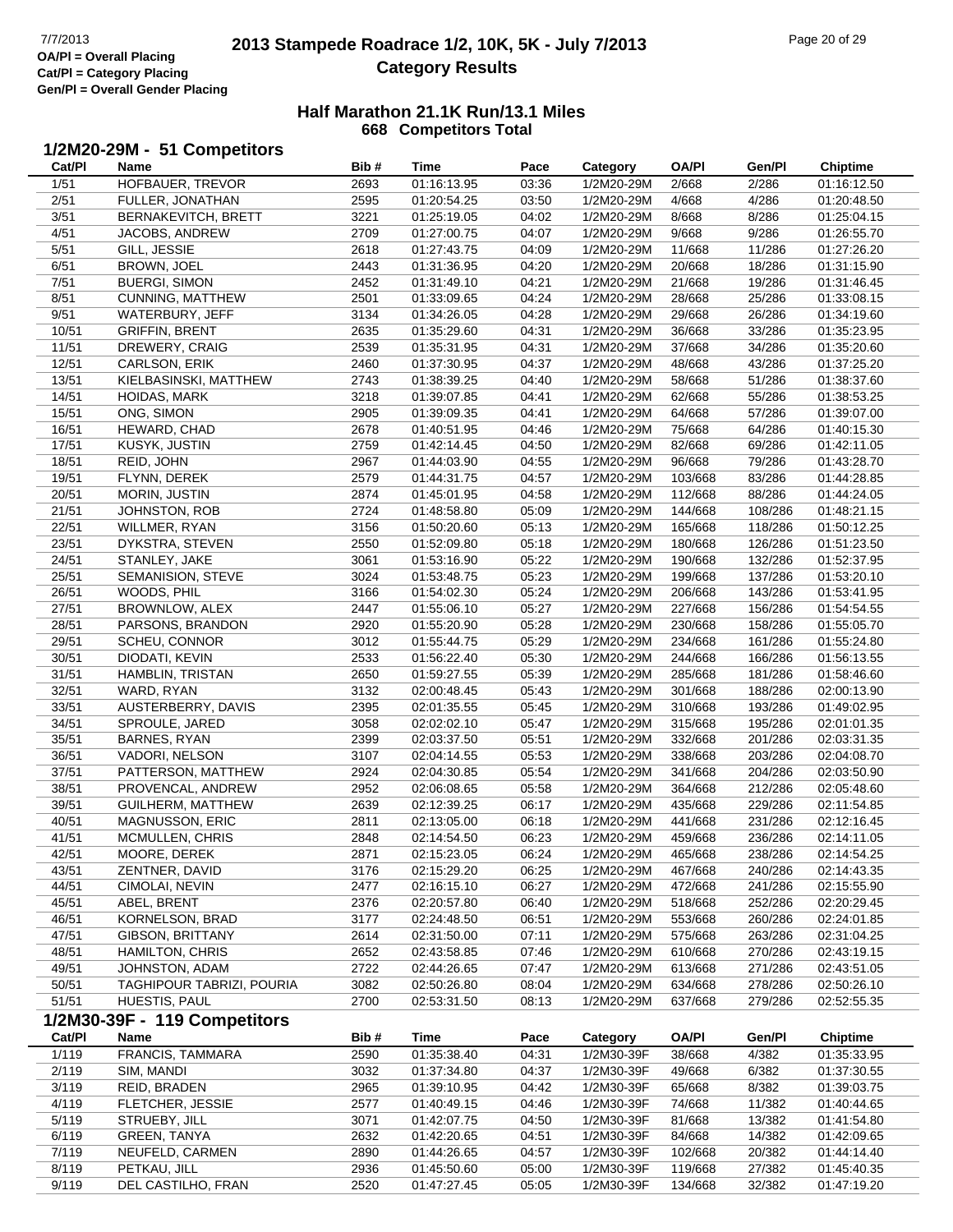# 2013 Stampede Roadrace 1/2, 10K, 5K - July 7/2013

## Category Results

7/7/2013
OA/Pl = Overall Placing
Cat/Pl = Category Placing
Gen/Pl = Overall Gender Placing

### Half Marathon 21.1K Run/13.1 Miles
**668 Competitors Total**

### 1/2M20-29M - 51 Competitors

| Cat/Pl | Name | Bib # | Time | Pace | Category | OA/Pl | Gen/Pl | Chiptime |
|---|---|---|---|---|---|---|---|---|
| 1/51 | HOFBAUER, TREVOR | 2693 | 01:16:13.95 | 03:36 | 1/2M20-29M | 2/668 | 2/286 | 01:16:12.50 |
| 2/51 | FULLER, JONATHAN | 2595 | 01:20:54.25 | 03:50 | 1/2M20-29M | 4/668 | 4/286 | 01:20:48.50 |
| 3/51 | BERNAKEVITCH, BRETT | 3221 | 01:25:19.05 | 04:02 | 1/2M20-29M | 8/668 | 8/286 | 01:25:04.15 |
| 4/51 | JACOBS, ANDREW | 2709 | 01:27:00.75 | 04:07 | 1/2M20-29M | 9/668 | 9/286 | 01:26:55.70 |
| 5/51 | GILL, JESSIE | 2618 | 01:27:43.75 | 04:09 | 1/2M20-29M | 11/668 | 11/286 | 01:27:26.20 |
| 6/51 | BROWN, JOEL | 2443 | 01:31:36.95 | 04:20 | 1/2M20-29M | 20/668 | 18/286 | 01:31:15.90 |
| 7/51 | BUERGI, SIMON | 2452 | 01:31:49.10 | 04:21 | 1/2M20-29M | 21/668 | 19/286 | 01:31:46.45 |
| 8/51 | CUNNING, MATTHEW | 2501 | 01:33:09.65 | 04:24 | 1/2M20-29M | 28/668 | 25/286 | 01:33:08.15 |
| 9/51 | WATERBURY, JEFF | 3134 | 01:34:26.05 | 04:28 | 1/2M20-29M | 29/668 | 26/286 | 01:34:19.60 |
| 10/51 | GRIFFIN, BRENT | 2635 | 01:35:29.60 | 04:31 | 1/2M20-29M | 36/668 | 33/286 | 01:35:23.95 |
| 11/51 | DREWERY, CRAIG | 2539 | 01:35:31.95 | 04:31 | 1/2M20-29M | 37/668 | 34/286 | 01:35:20.60 |
| 12/51 | CARLSON, ERIK | 2460 | 01:37:30.95 | 04:37 | 1/2M20-29M | 48/668 | 43/286 | 01:37:25.20 |
| 13/51 | KIELBASINSKI, MATTHEW | 2743 | 01:38:39.25 | 04:40 | 1/2M20-29M | 58/668 | 51/286 | 01:38:37.60 |
| 14/51 | HOIDAS, MARK | 3218 | 01:39:07.85 | 04:41 | 1/2M20-29M | 62/668 | 55/286 | 01:38:53.25 |
| 15/51 | ONG, SIMON | 2905 | 01:39:09.35 | 04:41 | 1/2M20-29M | 64/668 | 57/286 | 01:39:07.00 |
| 16/51 | HEWARD, CHAD | 2678 | 01:40:51.95 | 04:46 | 1/2M20-29M | 75/668 | 64/286 | 01:40:15.30 |
| 17/51 | KUSYK, JUSTIN | 2759 | 01:42:14.45 | 04:50 | 1/2M20-29M | 82/668 | 69/286 | 01:42:11.05 |
| 18/51 | REID, JOHN | 2967 | 01:44:03.90 | 04:55 | 1/2M20-29M | 96/668 | 79/286 | 01:43:28.70 |
| 19/51 | FLYNN, DEREK | 2579 | 01:44:31.75 | 04:57 | 1/2M20-29M | 103/668 | 83/286 | 01:44:28.85 |
| 20/51 | MORIN, JUSTIN | 2874 | 01:45:01.95 | 04:58 | 1/2M20-29M | 112/668 | 88/286 | 01:44:24.05 |
| 21/51 | JOHNSTON, ROB | 2724 | 01:48:58.80 | 05:09 | 1/2M20-29M | 144/668 | 108/286 | 01:48:21.15 |
| 22/51 | WILLMER, RYAN | 3156 | 01:50:20.60 | 05:13 | 1/2M20-29M | 165/668 | 118/286 | 01:50:12.25 |
| 23/51 | DYKSTRA, STEVEN | 2550 | 01:52:09.80 | 05:18 | 1/2M20-29M | 180/668 | 126/286 | 01:51:23.50 |
| 24/51 | STANLEY, JAKE | 3061 | 01:53:16.90 | 05:22 | 1/2M20-29M | 190/668 | 132/286 | 01:52:37.95 |
| 25/51 | SEMANISION, STEVE | 3024 | 01:53:48.75 | 05:23 | 1/2M20-29M | 199/668 | 137/286 | 01:53:20.10 |
| 26/51 | WOODS, PHIL | 3166 | 01:54:02.30 | 05:24 | 1/2M20-29M | 206/668 | 143/286 | 01:53:41.95 |
| 27/51 | BROWNLOW, ALEX | 2447 | 01:55:06.10 | 05:27 | 1/2M20-29M | 227/668 | 156/286 | 01:54:54.55 |
| 28/51 | PARSONS, BRANDON | 2920 | 01:55:20.90 | 05:28 | 1/2M20-29M | 230/668 | 158/286 | 01:55:05.70 |
| 29/51 | SCHEU, CONNOR | 3012 | 01:55:44.75 | 05:29 | 1/2M20-29M | 234/668 | 161/286 | 01:55:24.80 |
| 30/51 | DIODATI, KEVIN | 2533 | 01:56:22.40 | 05:30 | 1/2M20-29M | 244/668 | 166/286 | 01:56:13.55 |
| 31/51 | HAMBLIN, TRISTAN | 2650 | 01:59:27.55 | 05:39 | 1/2M20-29M | 285/668 | 181/286 | 01:58:46.60 |
| 32/51 | WARD, RYAN | 3132 | 02:00:48.45 | 05:43 | 1/2M20-29M | 301/668 | 188/286 | 02:00:13.90 |
| 33/51 | AUSTERBERRY, DAVIS | 2395 | 02:01:35.55 | 05:45 | 1/2M20-29M | 310/668 | 193/286 | 01:49:02.95 |
| 34/51 | SPROULE, JARED | 3058 | 02:02:02.10 | 05:47 | 1/2M20-29M | 315/668 | 195/286 | 02:01:01.35 |
| 35/51 | BARNES, RYAN | 2399 | 02:03:37.50 | 05:51 | 1/2M20-29M | 332/668 | 201/286 | 02:03:31.35 |
| 36/51 | VADORI, NELSON | 3107 | 02:04:14.55 | 05:53 | 1/2M20-29M | 338/668 | 203/286 | 02:04:08.70 |
| 37/51 | PATTERSON, MATTHEW | 2924 | 02:04:30.85 | 05:54 | 1/2M20-29M | 341/668 | 204/286 | 02:03:50.90 |
| 38/51 | PROVENCAL, ANDREW | 2952 | 02:06:08.65 | 05:58 | 1/2M20-29M | 364/668 | 212/286 | 02:05:48.60 |
| 39/51 | GUILHERM, MATTHEW | 2639 | 02:12:39.25 | 06:17 | 1/2M20-29M | 435/668 | 229/286 | 02:11:54.85 |
| 40/51 | MAGNUSSON, ERIC | 2811 | 02:13:05.00 | 06:18 | 1/2M20-29M | 441/668 | 231/286 | 02:12:16.45 |
| 41/51 | MCMULLEN, CHRIS | 2848 | 02:14:54.50 | 06:23 | 1/2M20-29M | 459/668 | 236/286 | 02:14:11.05 |
| 42/51 | MOORE, DEREK | 2871 | 02:15:23.05 | 06:24 | 1/2M20-29M | 465/668 | 238/286 | 02:14:54.25 |
| 43/51 | ZENTNER, DAVID | 3176 | 02:15:29.20 | 06:25 | 1/2M20-29M | 467/668 | 240/286 | 02:14:43.35 |
| 44/51 | CIMOLAI, NEVIN | 2477 | 02:16:15.10 | 06:27 | 1/2M20-29M | 472/668 | 241/286 | 02:15:55.90 |
| 45/51 | ABEL, BRENT | 2376 | 02:20:57.80 | 06:40 | 1/2M20-29M | 518/668 | 252/286 | 02:20:29.45 |
| 46/51 | KORNELSON, BRAD | 3177 | 02:24:48.50 | 06:51 | 1/2M20-29M | 553/668 | 260/286 | 02:24:01.85 |
| 47/51 | GIBSON, BRITTANY | 2614 | 02:31:50.00 | 07:11 | 1/2M20-29M | 575/668 | 263/286 | 02:31:04.25 |
| 48/51 | HAMILTON, CHRIS | 2652 | 02:43:58.85 | 07:46 | 1/2M20-29M | 610/668 | 270/286 | 02:43:19.15 |
| 49/51 | JOHNSTON, ADAM | 2722 | 02:44:26.65 | 07:47 | 1/2M20-29M | 613/668 | 271/286 | 02:43:51.05 |
| 50/51 | TAGHIPOUR TABRIZI, POURIA | 3082 | 02:50:26.80 | 08:04 | 1/2M20-29M | 634/668 | 278/286 | 02:50:26.10 |
| 51/51 | HUESTIS, PAUL | 2700 | 02:53:31.50 | 08:13 | 1/2M20-29M | 637/668 | 279/286 | 02:52:55.35 |

### 1/2M30-39F - 119 Competitors

| Cat/Pl | Name | Bib # | Time | Pace | Category | OA/Pl | Gen/Pl | Chiptime |
|---|---|---|---|---|---|---|---|---|
| 1/119 | FRANCIS, TAMMARA | 2590 | 01:35:38.40 | 04:31 | 1/2M30-39F | 38/668 | 4/382 | 01:35:33.95 |
| 2/119 | SIM, MANDI | 3032 | 01:37:34.80 | 04:37 | 1/2M30-39F | 49/668 | 6/382 | 01:37:30.55 |
| 3/119 | REID, BRADEN | 2965 | 01:39:10.95 | 04:42 | 1/2M30-39F | 65/668 | 8/382 | 01:39:03.75 |
| 4/119 | FLETCHER, JESSIE | 2577 | 01:40:49.15 | 04:46 | 1/2M30-39F | 74/668 | 11/382 | 01:40:44.65 |
| 5/119 | STRUEBY, JILL | 3071 | 01:42:07.75 | 04:50 | 1/2M30-39F | 81/668 | 13/382 | 01:41:54.80 |
| 6/119 | GREEN, TANYA | 2632 | 01:42:20.65 | 04:51 | 1/2M30-39F | 84/668 | 14/382 | 01:42:09.65 |
| 7/119 | NEUFELD, CARMEN | 2890 | 01:44:26.65 | 04:57 | 1/2M30-39F | 102/668 | 20/382 | 01:44:14.40 |
| 8/119 | PETKAU, JILL | 2936 | 01:45:50.60 | 05:00 | 1/2M30-39F | 119/668 | 27/382 | 01:45:40.35 |
| 9/119 | DEL CASTILHO, FRAN | 2520 | 01:47:27.45 | 05:05 | 1/2M30-39F | 134/668 | 32/382 | 01:47:19.20 |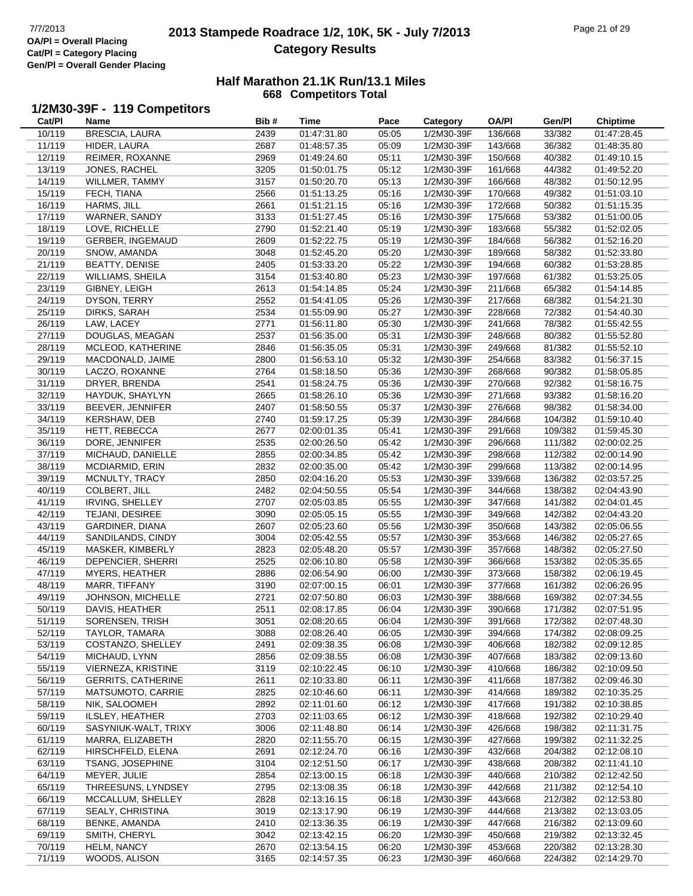# 2013 Stampede Roadrace 1/2, 10K, 5K - July 7/2013
## Category Results

OA/Pl = Overall Placing
Cat/Pl = Category Placing
Gen/Pl = Overall Gender Placing

### Half Marathon 21.1K Run/13.1 Miles
**668 Competitors Total**

### 1/2M30-39F - 119 Competitors

| Cat/Pl | Name | Bib # | Time | Pace | Category | OA/Pl | Gen/Pl | Chiptime |
|---|---|---|---|---|---|---|---|---|
| 10/119 | BRESCIA, LAURA | 2439 | 01:47:31.80 | 05:05 | 1/2M30-39F | 136/668 | 33/382 | 01:47:28.45 |
| 11/119 | HIDER, LAURA | 2687 | 01:48:57.35 | 05:09 | 1/2M30-39F | 143/668 | 36/382 | 01:48:35.80 |
| 12/119 | REIMER, ROXANNE | 2969 | 01:49:24.60 | 05:11 | 1/2M30-39F | 150/668 | 40/382 | 01:49:10.15 |
| 13/119 | JONES, RACHEL | 3205 | 01:50:01.75 | 05:12 | 1/2M30-39F | 161/668 | 44/382 | 01:49:52.20 |
| 14/119 | WILLMER, TAMMY | 3157 | 01:50:20.70 | 05:13 | 1/2M30-39F | 166/668 | 48/382 | 01:50:12.95 |
| 15/119 | FECH, TIANA | 2566 | 01:51:13.25 | 05:16 | 1/2M30-39F | 170/668 | 49/382 | 01:51:03.10 |
| 16/119 | HARMS, JILL | 2661 | 01:51:21.15 | 05:16 | 1/2M30-39F | 172/668 | 50/382 | 01:51:15.35 |
| 17/119 | WARNER, SANDY | 3133 | 01:51:27.45 | 05:16 | 1/2M30-39F | 175/668 | 53/382 | 01:51:00.05 |
| 18/119 | LOVE, RICHELLE | 2790 | 01:52:21.40 | 05:19 | 1/2M30-39F | 183/668 | 55/382 | 01:52:02.05 |
| 19/119 | GERBER, INGEMAUD | 2609 | 01:52:22.75 | 05:19 | 1/2M30-39F | 184/668 | 56/382 | 01:52:16.20 |
| 20/119 | SNOW, AMANDA | 3048 | 01:52:45.20 | 05:20 | 1/2M30-39F | 189/668 | 58/382 | 01:52:33.80 |
| 21/119 | BEATTY, DENISE | 2405 | 01:53:33.20 | 05:22 | 1/2M30-39F | 194/668 | 60/382 | 01:53:28.85 |
| 22/119 | WILLIAMS, SHEILA | 3154 | 01:53:40.80 | 05:23 | 1/2M30-39F | 197/668 | 61/382 | 01:53:25.05 |
| 23/119 | GIBNEY, LEIGH | 2613 | 01:54:14.85 | 05:24 | 1/2M30-39F | 211/668 | 65/382 | 01:54:14.85 |
| 24/119 | DYSON, TERRY | 2552 | 01:54:41.05 | 05:26 | 1/2M30-39F | 217/668 | 68/382 | 01:54:21.30 |
| 25/119 | DIRKS, SARAH | 2534 | 01:55:09.90 | 05:27 | 1/2M30-39F | 228/668 | 72/382 | 01:54:40.30 |
| 26/119 | LAW, LACEY | 2771 | 01:56:11.80 | 05:30 | 1/2M30-39F | 241/668 | 78/382 | 01:55:42.55 |
| 27/119 | DOUGLAS, MEAGAN | 2537 | 01:56:35.00 | 05:31 | 1/2M30-39F | 248/668 | 80/382 | 01:55:52.80 |
| 28/119 | MCLEOD, KATHERINE | 2846 | 01:56:35.05 | 05:31 | 1/2M30-39F | 249/668 | 81/382 | 01:55:52.10 |
| 29/119 | MACDONALD, JAIME | 2800 | 01:56:53.10 | 05:32 | 1/2M30-39F | 254/668 | 83/382 | 01:56:37.15 |
| 30/119 | LACZO, ROXANNE | 2764 | 01:58:18.50 | 05:36 | 1/2M30-39F | 268/668 | 90/382 | 01:58:05.85 |
| 31/119 | DRYER, BRENDA | 2541 | 01:58:24.75 | 05:36 | 1/2M30-39F | 270/668 | 92/382 | 01:58:16.75 |
| 32/119 | HAYDUK, SHAYLYN | 2665 | 01:58:26.10 | 05:36 | 1/2M30-39F | 271/668 | 93/382 | 01:58:16.20 |
| 33/119 | BEEVER, JENNIFER | 2407 | 01:58:50.55 | 05:37 | 1/2M30-39F | 276/668 | 98/382 | 01:58:34.00 |
| 34/119 | KERSHAW, DEB | 2740 | 01:59:17.25 | 05:39 | 1/2M30-39F | 284/668 | 104/382 | 01:59:10.40 |
| 35/119 | HETT, REBECCA | 2677 | 02:00:01.35 | 05:41 | 1/2M30-39F | 291/668 | 109/382 | 01:59:45.30 |
| 36/119 | DORE, JENNIFER | 2535 | 02:00:26.50 | 05:42 | 1/2M30-39F | 296/668 | 111/382 | 02:00:02.25 |
| 37/119 | MICHAUD, DANIELLE | 2855 | 02:00:34.85 | 05:42 | 1/2M30-39F | 298/668 | 112/382 | 02:00:14.90 |
| 38/119 | MCDIARMID, ERIN | 2832 | 02:00:35.00 | 05:42 | 1/2M30-39F | 299/668 | 113/382 | 02:00:14.95 |
| 39/119 | MCNULTY, TRACY | 2850 | 02:04:16.20 | 05:53 | 1/2M30-39F | 339/668 | 136/382 | 02:03:57.25 |
| 40/119 | COLBERT, JILL | 2482 | 02:04:50.55 | 05:54 | 1/2M30-39F | 344/668 | 138/382 | 02:04:43.90 |
| 41/119 | IRVING, SHELLEY | 2707 | 02:05:03.85 | 05:55 | 1/2M30-39F | 347/668 | 141/382 | 02:04:01.45 |
| 42/119 | TEJANI, DESIREE | 3090 | 02:05:05.15 | 05:55 | 1/2M30-39F | 349/668 | 142/382 | 02:04:43.20 |
| 43/119 | GARDINER, DIANA | 2607 | 02:05:23.60 | 05:56 | 1/2M30-39F | 350/668 | 143/382 | 02:05:06.55 |
| 44/119 | SANDILANDS, CINDY | 3004 | 02:05:42.55 | 05:57 | 1/2M30-39F | 353/668 | 146/382 | 02:05:27.65 |
| 45/119 | MASKER, KIMBERLY | 2823 | 02:05:48.20 | 05:57 | 1/2M30-39F | 357/668 | 148/382 | 02:05:27.50 |
| 46/119 | DEPENCIER, SHERRI | 2525 | 02:06:10.80 | 05:58 | 1/2M30-39F | 366/668 | 153/382 | 02:05:35.65 |
| 47/119 | MYERS, HEATHER | 2886 | 02:06:54.90 | 06:00 | 1/2M30-39F | 373/668 | 158/382 | 02:06:19.45 |
| 48/119 | MARR, TIFFANY | 3190 | 02:07:00.15 | 06:01 | 1/2M30-39F | 377/668 | 161/382 | 02:06:26.95 |
| 49/119 | JOHNSON, MICHELLE | 2721 | 02:07:50.80 | 06:03 | 1/2M30-39F | 388/668 | 169/382 | 02:07:34.55 |
| 50/119 | DAVIS, HEATHER | 2511 | 02:08:17.85 | 06:04 | 1/2M30-39F | 390/668 | 171/382 | 02:07:51.95 |
| 51/119 | SORENSEN, TRISH | 3051 | 02:08:20.65 | 06:04 | 1/2M30-39F | 391/668 | 172/382 | 02:07:48.30 |
| 52/119 | TAYLOR, TAMARA | 3088 | 02:08:26.40 | 06:05 | 1/2M30-39F | 394/668 | 174/382 | 02:08:09.25 |
| 53/119 | COSTANZO, SHELLEY | 2491 | 02:09:38.35 | 06:08 | 1/2M30-39F | 406/668 | 182/382 | 02:09:12.85 |
| 54/119 | MICHAUD, LYNN | 2856 | 02:09:38.55 | 06:08 | 1/2M30-39F | 407/668 | 183/382 | 02:09:13.60 |
| 55/119 | VIERNEZA, KRISTINE | 3119 | 02:10:22.45 | 06:10 | 1/2M30-39F | 410/668 | 186/382 | 02:10:09.50 |
| 56/119 | GERRITS, CATHERINE | 2611 | 02:10:33.80 | 06:11 | 1/2M30-39F | 411/668 | 187/382 | 02:09:46.30 |
| 57/119 | MATSUMOTO, CARRIE | 2825 | 02:10:46.60 | 06:11 | 1/2M30-39F | 414/668 | 189/382 | 02:10:35.25 |
| 58/119 | NIK, SALOOMEH | 2892 | 02:11:01.60 | 06:12 | 1/2M30-39F | 417/668 | 191/382 | 02:10:38.85 |
| 59/119 | ILSLEY, HEATHER | 2703 | 02:11:03.65 | 06:12 | 1/2M30-39F | 418/668 | 192/382 | 02:10:29.40 |
| 60/119 | SASYNIUK-WALT, TRIXY | 3006 | 02:11:48.80 | 06:14 | 1/2M30-39F | 426/668 | 198/382 | 02:11:31.75 |
| 61/119 | MARRA, ELIZABETH | 2820 | 02:11:55.70 | 06:15 | 1/2M30-39F | 427/668 | 199/382 | 02:11:32.25 |
| 62/119 | HIRSCHFELD, ELENA | 2691 | 02:12:24.70 | 06:16 | 1/2M30-39F | 432/668 | 204/382 | 02:12:08.10 |
| 63/119 | TSANG, JOSEPHINE | 3104 | 02:12:51.50 | 06:17 | 1/2M30-39F | 438/668 | 208/382 | 02:11:41.10 |
| 64/119 | MEYER, JULIE | 2854 | 02:13:00.15 | 06:18 | 1/2M30-39F | 440/668 | 210/382 | 02:12:42.50 |
| 65/119 | THREESUNS, LYNDSEY | 2795 | 02:13:08.35 | 06:18 | 1/2M30-39F | 442/668 | 211/382 | 02:12:54.10 |
| 66/119 | MCCALLUM, SHELLEY | 2828 | 02:13:16.15 | 06:18 | 1/2M30-39F | 443/668 | 212/382 | 02:12:53.80 |
| 67/119 | SEALY, CHRISTINA | 3019 | 02:13:17.90 | 06:19 | 1/2M30-39F | 444/668 | 213/382 | 02:13:03.05 |
| 68/119 | BENKE, AMANDA | 2410 | 02:13:36.35 | 06:19 | 1/2M30-39F | 447/668 | 216/382 | 02:13:09.60 |
| 69/119 | SMITH, CHERYL | 3042 | 02:13:42.15 | 06:20 | 1/2M30-39F | 450/668 | 219/382 | 02:13:32.45 |
| 70/119 | HELM, NANCY | 2670 | 02:13:54.15 | 06:20 | 1/2M30-39F | 453/668 | 220/382 | 02:13:28.30 |
| 71/119 | WOODS, ALISON | 3165 | 02:14:57.35 | 06:23 | 1/2M30-39F | 460/668 | 224/382 | 02:14:29.70 |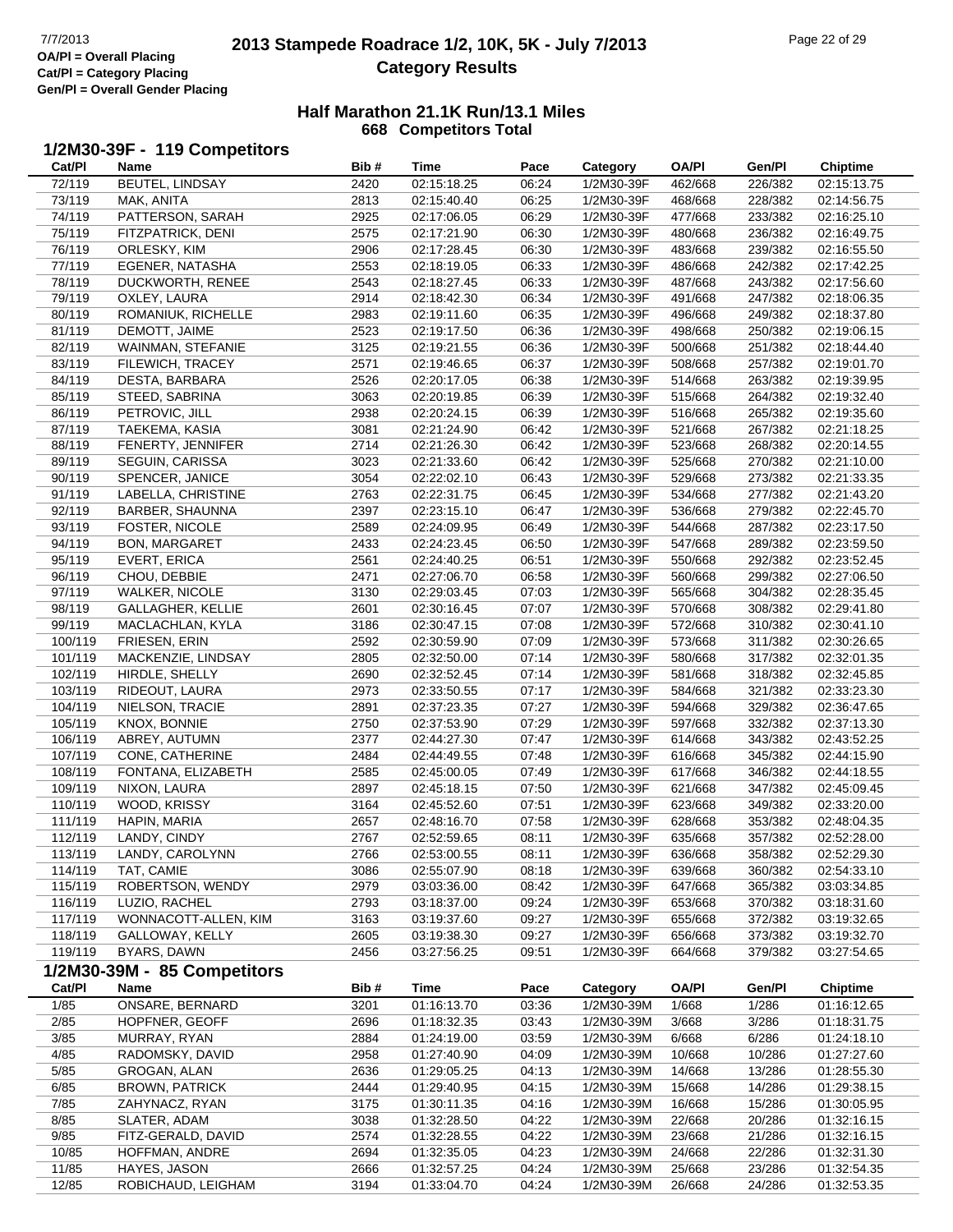# 2013 Stampede Roadrace 1/2, 10K, 5K - July 7/2013
## Category Results

OA/Pl = Overall Placing
Cat/Pl = Category Placing
Gen/Pl = Overall Gender Placing

### Half Marathon 21.1K Run/13.1 Miles
### 668 Competitors Total

### 1/2M30-39F - 119 Competitors

| Cat/Pl | Name | Bib # | Time | Pace | Category | OA/Pl | Gen/Pl | Chiptime |
|---|---|---|---|---|---|---|---|---|
| 72/119 | BEUTEL, LINDSAY | 2420 | 02:15:18.25 | 06:24 | 1/2M30-39F | 462/668 | 226/382 | 02:15:13.75 |
| 73/119 | MAK, ANITA | 2813 | 02:15:40.40 | 06:25 | 1/2M30-39F | 468/668 | 228/382 | 02:14:56.75 |
| 74/119 | PATTERSON, SARAH | 2925 | 02:17:06.05 | 06:29 | 1/2M30-39F | 477/668 | 233/382 | 02:16:25.10 |
| 75/119 | FITZPATRICK, DENI | 2575 | 02:17:21.90 | 06:30 | 1/2M30-39F | 480/668 | 236/382 | 02:16:49.75 |
| 76/119 | ORLESKY, KIM | 2906 | 02:17:28.45 | 06:30 | 1/2M30-39F | 483/668 | 239/382 | 02:16:55.50 |
| 77/119 | EGENER, NATASHA | 2553 | 02:18:19.05 | 06:33 | 1/2M30-39F | 486/668 | 242/382 | 02:17:42.25 |
| 78/119 | DUCKWORTH, RENEE | 2543 | 02:18:27.45 | 06:33 | 1/2M30-39F | 487/668 | 243/382 | 02:17:56.60 |
| 79/119 | OXLEY, LAURA | 2914 | 02:18:42.30 | 06:34 | 1/2M30-39F | 491/668 | 247/382 | 02:18:06.35 |
| 80/119 | ROMANIUK, RICHELLE | 2983 | 02:19:11.60 | 06:35 | 1/2M30-39F | 496/668 | 249/382 | 02:18:37.80 |
| 81/119 | DEMOTT, JAIME | 2523 | 02:19:17.50 | 06:36 | 1/2M30-39F | 498/668 | 250/382 | 02:19:06.15 |
| 82/119 | WAINMAN, STEFANIE | 3125 | 02:19:21.55 | 06:36 | 1/2M30-39F | 500/668 | 251/382 | 02:18:44.40 |
| 83/119 | FILEWICH, TRACEY | 2571 | 02:19:46.65 | 06:37 | 1/2M30-39F | 508/668 | 257/382 | 02:19:01.70 |
| 84/119 | DESTA, BARBARA | 2526 | 02:20:17.05 | 06:38 | 1/2M30-39F | 514/668 | 263/382 | 02:19:39.95 |
| 85/119 | STEED, SABRINA | 3063 | 02:20:19.85 | 06:39 | 1/2M30-39F | 515/668 | 264/382 | 02:19:32.40 |
| 86/119 | PETROVIC, JILL | 2938 | 02:20:24.15 | 06:39 | 1/2M30-39F | 516/668 | 265/382 | 02:19:35.60 |
| 87/119 | TAEKEMA, KASIA | 3081 | 02:21:24.90 | 06:42 | 1/2M30-39F | 521/668 | 267/382 | 02:21:18.25 |
| 88/119 | FENERTY, JENNIFER | 2714 | 02:21:26.30 | 06:42 | 1/2M30-39F | 523/668 | 268/382 | 02:20:14.55 |
| 89/119 | SEGUIN, CARISSA | 3023 | 02:21:33.60 | 06:42 | 1/2M30-39F | 525/668 | 270/382 | 02:21:10.00 |
| 90/119 | SPENCER, JANICE | 3054 | 02:22:02.10 | 06:43 | 1/2M30-39F | 529/668 | 273/382 | 02:21:33.35 |
| 91/119 | LABELLA, CHRISTINE | 2763 | 02:22:31.75 | 06:45 | 1/2M30-39F | 534/668 | 277/382 | 02:21:43.20 |
| 92/119 | BARBER, SHAUNNA | 2397 | 02:23:15.10 | 06:47 | 1/2M30-39F | 536/668 | 279/382 | 02:22:45.70 |
| 93/119 | FOSTER, NICOLE | 2589 | 02:24:09.95 | 06:49 | 1/2M30-39F | 544/668 | 287/382 | 02:23:17.50 |
| 94/119 | BON, MARGARET | 2433 | 02:24:23.45 | 06:50 | 1/2M30-39F | 547/668 | 289/382 | 02:23:59.50 |
| 95/119 | EVERT, ERICA | 2561 | 02:24:40.25 | 06:51 | 1/2M30-39F | 550/668 | 292/382 | 02:23:52.45 |
| 96/119 | CHOU, DEBBIE | 2471 | 02:27:06.70 | 06:58 | 1/2M30-39F | 560/668 | 299/382 | 02:27:06.50 |
| 97/119 | WALKER, NICOLE | 3130 | 02:29:03.45 | 07:03 | 1/2M30-39F | 565/668 | 304/382 | 02:28:35.45 |
| 98/119 | GALLAGHER, KELLIE | 2601 | 02:30:16.45 | 07:07 | 1/2M30-39F | 570/668 | 308/382 | 02:29:41.80 |
| 99/119 | MACLACHLAN, KYLA | 3186 | 02:30:47.15 | 07:08 | 1/2M30-39F | 572/668 | 310/382 | 02:30:41.10 |
| 100/119 | FRIESEN, ERIN | 2592 | 02:30:59.90 | 07:09 | 1/2M30-39F | 573/668 | 311/382 | 02:30:26.65 |
| 101/119 | MACKENZIE, LINDSAY | 2805 | 02:32:50.00 | 07:14 | 1/2M30-39F | 580/668 | 317/382 | 02:32:01.35 |
| 102/119 | HIRDLE, SHELLY | 2690 | 02:32:52.45 | 07:14 | 1/2M30-39F | 581/668 | 318/382 | 02:32:45.85 |
| 103/119 | RIDEOUT, LAURA | 2973 | 02:33:50.55 | 07:17 | 1/2M30-39F | 584/668 | 321/382 | 02:33:23.30 |
| 104/119 | NIELSON, TRACIE | 2891 | 02:37:23.35 | 07:27 | 1/2M30-39F | 594/668 | 329/382 | 02:36:47.65 |
| 105/119 | KNOX, BONNIE | 2750 | 02:37:53.90 | 07:29 | 1/2M30-39F | 597/668 | 332/382 | 02:37:13.30 |
| 106/119 | ABREY, AUTUMN | 2377 | 02:44:27.30 | 07:47 | 1/2M30-39F | 614/668 | 343/382 | 02:43:52.25 |
| 107/119 | CONE, CATHERINE | 2484 | 02:44:49.55 | 07:48 | 1/2M30-39F | 616/668 | 345/382 | 02:44:15.90 |
| 108/119 | FONTANA, ELIZABETH | 2585 | 02:45:00.05 | 07:49 | 1/2M30-39F | 617/668 | 346/382 | 02:44:18.55 |
| 109/119 | NIXON, LAURA | 2897 | 02:45:18.15 | 07:50 | 1/2M30-39F | 621/668 | 347/382 | 02:45:09.45 |
| 110/119 | WOOD, KRISSY | 3164 | 02:45:52.60 | 07:51 | 1/2M30-39F | 623/668 | 349/382 | 02:33:20.00 |
| 111/119 | HAPIN, MARIA | 2657 | 02:48:16.70 | 07:58 | 1/2M30-39F | 628/668 | 353/382 | 02:48:04.35 |
| 112/119 | LANDY, CINDY | 2767 | 02:52:59.65 | 08:11 | 1/2M30-39F | 635/668 | 357/382 | 02:52:28.00 |
| 113/119 | LANDY, CAROLYNN | 2766 | 02:53:00.55 | 08:11 | 1/2M30-39F | 636/668 | 358/382 | 02:52:29.30 |
| 114/119 | TAT, CAMIE | 3086 | 02:55:07.90 | 08:18 | 1/2M30-39F | 639/668 | 360/382 | 02:54:33.10 |
| 115/119 | ROBERTSON, WENDY | 2979 | 03:03:36.00 | 08:42 | 1/2M30-39F | 647/668 | 365/382 | 03:03:34.85 |
| 116/119 | LUZIO, RACHEL | 2793 | 03:18:37.00 | 09:24 | 1/2M30-39F | 653/668 | 370/382 | 03:18:31.60 |
| 117/119 | WONNACOTT-ALLEN, KIM | 3163 | 03:19:37.60 | 09:27 | 1/2M30-39F | 655/668 | 372/382 | 03:19:32.65 |
| 118/119 | GALLOWAY, KELLY | 2605 | 03:19:38.30 | 09:27 | 1/2M30-39F | 656/668 | 373/382 | 03:19:32.70 |
| 119/119 | BYARS, DAWN | 2456 | 03:27:56.25 | 09:51 | 1/2M30-39F | 664/668 | 379/382 | 03:27:54.65 |

### 1/2M30-39M - 85 Competitors

| Cat/Pl | Name | Bib # | Time | Pace | Category | OA/Pl | Gen/Pl | Chiptime |
|---|---|---|---|---|---|---|---|---|
| 1/85 | ONSARE, BERNARD | 3201 | 01:16:13.70 | 03:36 | 1/2M30-39M | 1/668 | 1/286 | 01:16:12.65 |
| 2/85 | HOPFNER, GEOFF | 2696 | 01:18:32.35 | 03:43 | 1/2M30-39M | 3/668 | 3/286 | 01:18:31.75 |
| 3/85 | MURRAY, RYAN | 2884 | 01:24:19.00 | 03:59 | 1/2M30-39M | 6/668 | 6/286 | 01:24:18.10 |
| 4/85 | RADOMSKY, DAVID | 2958 | 01:27:40.90 | 04:09 | 1/2M30-39M | 10/668 | 10/286 | 01:27:27.60 |
| 5/85 | GROGAN, ALAN | 2636 | 01:29:05.25 | 04:13 | 1/2M30-39M | 14/668 | 13/286 | 01:28:55.30 |
| 6/85 | BROWN, PATRICK | 2444 | 01:29:40.95 | 04:15 | 1/2M30-39M | 15/668 | 14/286 | 01:29:38.15 |
| 7/85 | ZAHYNACZ, RYAN | 3175 | 01:30:11.35 | 04:16 | 1/2M30-39M | 16/668 | 15/286 | 01:30:05.95 |
| 8/85 | SLATER, ADAM | 3038 | 01:32:28.50 | 04:22 | 1/2M30-39M | 22/668 | 20/286 | 01:32:16.15 |
| 9/85 | FITZ-GERALD, DAVID | 2574 | 01:32:28.55 | 04:22 | 1/2M30-39M | 23/668 | 21/286 | 01:32:16.15 |
| 10/85 | HOFFMAN, ANDRE | 2694 | 01:32:35.05 | 04:23 | 1/2M30-39M | 24/668 | 22/286 | 01:32:31.30 |
| 11/85 | HAYES, JASON | 2666 | 01:32:57.25 | 04:24 | 1/2M30-39M | 25/668 | 23/286 | 01:32:54.35 |
| 12/85 | ROBICHAUD, LEIGHAM | 3194 | 01:33:04.70 | 04:24 | 1/2M30-39M | 26/668 | 24/286 | 01:32:53.35 |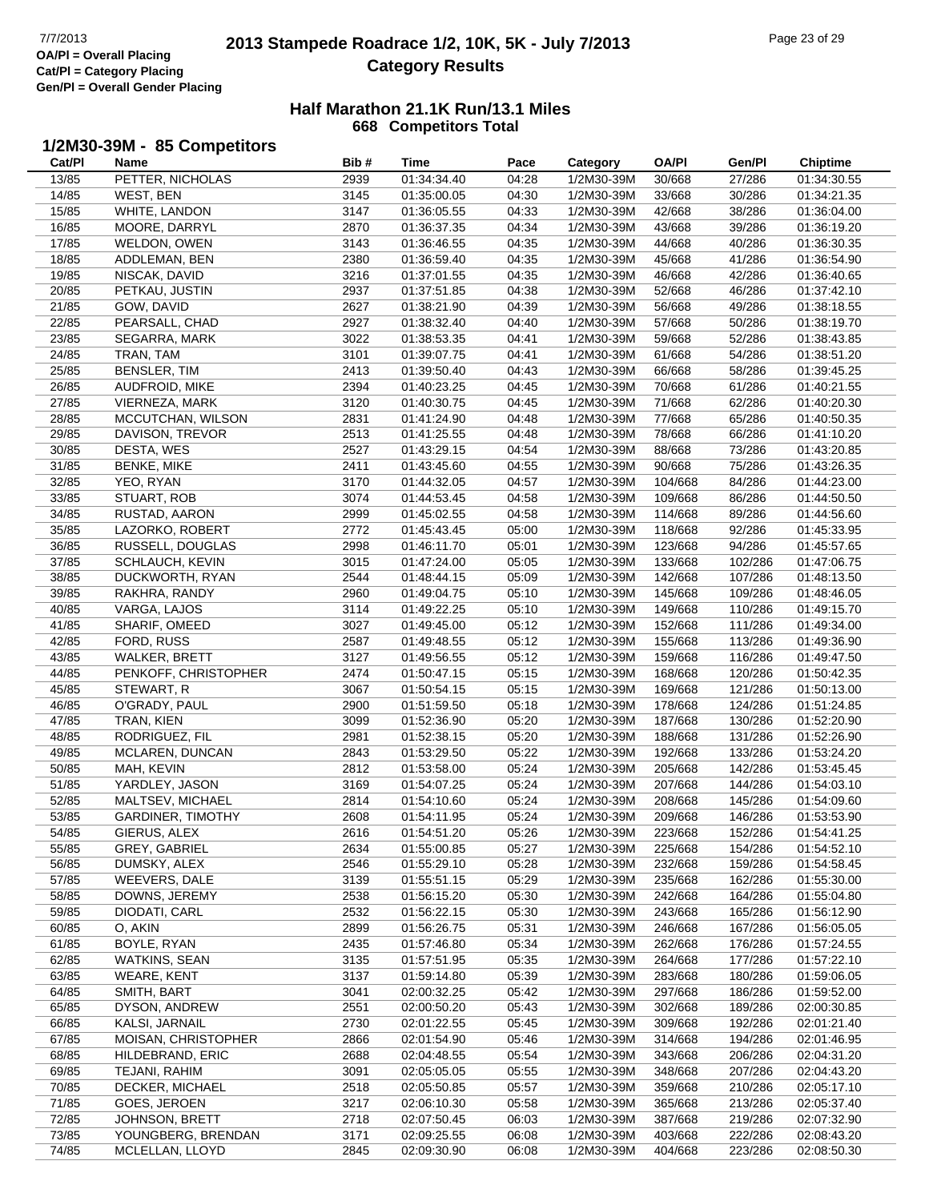# 2013 Stampede Roadrace 1/2, 10K, 5K - July 7/2013
## Category Results

7/7/2013
OA/Pl = Overall Placing
Cat/Pl = Category Placing
Gen/Pl = Overall Gender Placing

### Half Marathon 21.1K Run/13.1 Miles
**668 Competitors Total**

### 1/2M30-39M - 85 Competitors

| Cat/Pl | Name | Bib # | Time | Pace | Category | OA/Pl | Gen/Pl | Chiptime |
|---|---|---|---|---|---|---|---|---|
| 13/85 | PETTER, NICHOLAS | 2939 | 01:34:34.40 | 04:28 | 1/2M30-39M | 30/668 | 27/286 | 01:34:30.55 |
| 14/85 | WEST, BEN | 3145 | 01:35:00.05 | 04:30 | 1/2M30-39M | 33/668 | 30/286 | 01:34:21.35 |
| 15/85 | WHITE, LANDON | 3147 | 01:36:05.55 | 04:33 | 1/2M30-39M | 42/668 | 38/286 | 01:36:04.00 |
| 16/85 | MOORE, DARRYL | 2870 | 01:36:37.35 | 04:34 | 1/2M30-39M | 43/668 | 39/286 | 01:36:19.20 |
| 17/85 | WELDON, OWEN | 3143 | 01:36:46.55 | 04:35 | 1/2M30-39M | 44/668 | 40/286 | 01:36:30.35 |
| 18/85 | ADDLEMAN, BEN | 2380 | 01:36:59.40 | 04:35 | 1/2M30-39M | 45/668 | 41/286 | 01:36:54.90 |
| 19/85 | NISCAK, DAVID | 3216 | 01:37:01.55 | 04:35 | 1/2M30-39M | 46/668 | 42/286 | 01:36:40.65 |
| 20/85 | PETKAU, JUSTIN | 2937 | 01:37:51.85 | 04:38 | 1/2M30-39M | 52/668 | 46/286 | 01:37:42.10 |
| 21/85 | GOW, DAVID | 2627 | 01:38:21.90 | 04:39 | 1/2M30-39M | 56/668 | 49/286 | 01:38:18.55 |
| 22/85 | PEARSALL, CHAD | 2927 | 01:38:32.40 | 04:40 | 1/2M30-39M | 57/668 | 50/286 | 01:38:19.70 |
| 23/85 | SEGARRA, MARK | 3022 | 01:38:53.35 | 04:41 | 1/2M30-39M | 59/668 | 52/286 | 01:38:43.85 |
| 24/85 | TRAN, TAM | 3101 | 01:39:07.75 | 04:41 | 1/2M30-39M | 61/668 | 54/286 | 01:38:51.20 |
| 25/85 | BENSLER, TIM | 2413 | 01:39:50.40 | 04:43 | 1/2M30-39M | 66/668 | 58/286 | 01:39:45.25 |
| 26/85 | AUDFROID, MIKE | 2394 | 01:40:23.25 | 04:45 | 1/2M30-39M | 70/668 | 61/286 | 01:40:21.55 |
| 27/85 | VIERNEZA, MARK | 3120 | 01:40:30.75 | 04:45 | 1/2M30-39M | 71/668 | 62/286 | 01:40:20.30 |
| 28/85 | MCCUTCHAN, WILSON | 2831 | 01:41:24.90 | 04:48 | 1/2M30-39M | 77/668 | 65/286 | 01:40:50.35 |
| 29/85 | DAVISON, TREVOR | 2513 | 01:41:25.55 | 04:48 | 1/2M30-39M | 78/668 | 66/286 | 01:41:10.20 |
| 30/85 | DESTA, WES | 2527 | 01:43:29.15 | 04:54 | 1/2M30-39M | 88/668 | 73/286 | 01:43:20.85 |
| 31/85 | BENKE, MIKE | 2411 | 01:43:45.60 | 04:55 | 1/2M30-39M | 90/668 | 75/286 | 01:43:26.35 |
| 32/85 | YEO, RYAN | 3170 | 01:44:32.05 | 04:57 | 1/2M30-39M | 104/668 | 84/286 | 01:44:23.00 |
| 33/85 | STUART, ROB | 3074 | 01:44:53.45 | 04:58 | 1/2M30-39M | 109/668 | 86/286 | 01:44:50.50 |
| 34/85 | RUSTAD, AARON | 2999 | 01:45:02.55 | 04:58 | 1/2M30-39M | 114/668 | 89/286 | 01:44:56.60 |
| 35/85 | LAZORKO, ROBERT | 2772 | 01:45:43.45 | 05:00 | 1/2M30-39M | 118/668 | 92/286 | 01:45:33.95 |
| 36/85 | RUSSELL, DOUGLAS | 2998 | 01:46:11.70 | 05:01 | 1/2M30-39M | 123/668 | 94/286 | 01:45:57.65 |
| 37/85 | SCHLAUCH, KEVIN | 3015 | 01:47:24.00 | 05:05 | 1/2M30-39M | 133/668 | 102/286 | 01:47:06.75 |
| 38/85 | DUCKWORTH, RYAN | 2544 | 01:48:44.15 | 05:09 | 1/2M30-39M | 142/668 | 107/286 | 01:48:13.50 |
| 39/85 | RAKHRA, RANDY | 2960 | 01:49:04.75 | 05:10 | 1/2M30-39M | 145/668 | 109/286 | 01:48:46.05 |
| 40/85 | VARGA, LAJOS | 3114 | 01:49:22.25 | 05:10 | 1/2M30-39M | 149/668 | 110/286 | 01:49:15.70 |
| 41/85 | SHARIF, OMEED | 3027 | 01:49:45.00 | 05:12 | 1/2M30-39M | 152/668 | 111/286 | 01:49:34.00 |
| 42/85 | FORD, RUSS | 2587 | 01:49:48.55 | 05:12 | 1/2M30-39M | 155/668 | 113/286 | 01:49:36.90 |
| 43/85 | WALKER, BRETT | 3127 | 01:49:56.55 | 05:12 | 1/2M30-39M | 159/668 | 116/286 | 01:49:47.50 |
| 44/85 | PENKOFF, CHRISTOPHER | 2474 | 01:50:47.15 | 05:15 | 1/2M30-39M | 168/668 | 120/286 | 01:50:42.35 |
| 45/85 | STEWART, R | 3067 | 01:50:54.15 | 05:15 | 1/2M30-39M | 169/668 | 121/286 | 01:50:13.00 |
| 46/85 | O'GRADY, PAUL | 2900 | 01:51:59.50 | 05:18 | 1/2M30-39M | 178/668 | 124/286 | 01:51:24.85 |
| 47/85 | TRAN, KIEN | 3099 | 01:52:36.90 | 05:20 | 1/2M30-39M | 187/668 | 130/286 | 01:52:20.90 |
| 48/85 | RODRIGUEZ, FIL | 2981 | 01:52:38.15 | 05:20 | 1/2M30-39M | 188/668 | 131/286 | 01:52:26.90 |
| 49/85 | MCLAREN, DUNCAN | 2843 | 01:53:29.50 | 05:22 | 1/2M30-39M | 192/668 | 133/286 | 01:53:24.20 |
| 50/85 | MAH, KEVIN | 2812 | 01:53:58.00 | 05:24 | 1/2M30-39M | 205/668 | 142/286 | 01:53:45.45 |
| 51/85 | YARDLEY, JASON | 3169 | 01:54:07.25 | 05:24 | 1/2M30-39M | 207/668 | 144/286 | 01:54:03.10 |
| 52/85 | MALTSEV, MICHAEL | 2814 | 01:54:10.60 | 05:24 | 1/2M30-39M | 208/668 | 145/286 | 01:54:09.60 |
| 53/85 | GARDINER, TIMOTHY | 2608 | 01:54:11.95 | 05:24 | 1/2M30-39M | 209/668 | 146/286 | 01:53:53.90 |
| 54/85 | GIERUS, ALEX | 2616 | 01:54:51.20 | 05:26 | 1/2M30-39M | 223/668 | 152/286 | 01:54:41.25 |
| 55/85 | GREY, GABRIEL | 2634 | 01:55:00.85 | 05:27 | 1/2M30-39M | 225/668 | 154/286 | 01:54:52.10 |
| 56/85 | DUMSKY, ALEX | 2546 | 01:55:29.10 | 05:28 | 1/2M30-39M | 232/668 | 159/286 | 01:54:58.45 |
| 57/85 | WEEVERS, DALE | 3139 | 01:55:51.15 | 05:29 | 1/2M30-39M | 235/668 | 162/286 | 01:55:30.00 |
| 58/85 | DOWNS, JEREMY | 2538 | 01:56:15.20 | 05:30 | 1/2M30-39M | 242/668 | 164/286 | 01:55:04.80 |
| 59/85 | DIODATI, CARL | 2532 | 01:56:22.15 | 05:30 | 1/2M30-39M | 243/668 | 165/286 | 01:56:12.90 |
| 60/85 | O, AKIN | 2899 | 01:56:26.75 | 05:31 | 1/2M30-39M | 246/668 | 167/286 | 01:56:05.05 |
| 61/85 | BOYLE, RYAN | 2435 | 01:57:46.80 | 05:34 | 1/2M30-39M | 262/668 | 176/286 | 01:57:24.55 |
| 62/85 | WATKINS, SEAN | 3135 | 01:57:51.95 | 05:35 | 1/2M30-39M | 264/668 | 177/286 | 01:57:22.10 |
| 63/85 | WEARE, KENT | 3137 | 01:59:14.80 | 05:39 | 1/2M30-39M | 283/668 | 180/286 | 01:59:06.05 |
| 64/85 | SMITH, BART | 3041 | 02:00:32.25 | 05:42 | 1/2M30-39M | 297/668 | 186/286 | 01:59:52.00 |
| 65/85 | DYSON, ANDREW | 2551 | 02:00:50.20 | 05:43 | 1/2M30-39M | 302/668 | 189/286 | 02:00:30.85 |
| 66/85 | KALSI, JARNAIL | 2730 | 02:01:22.55 | 05:45 | 1/2M30-39M | 309/668 | 192/286 | 02:01:21.40 |
| 67/85 | MOISAN, CHRISTOPHER | 2866 | 02:01:54.90 | 05:46 | 1/2M30-39M | 314/668 | 194/286 | 02:01:46.95 |
| 68/85 | HILDEBRAND, ERIC | 2688 | 02:04:48.55 | 05:54 | 1/2M30-39M | 343/668 | 206/286 | 02:04:31.20 |
| 69/85 | TEJANI, RAHIM | 3091 | 02:05:05.05 | 05:55 | 1/2M30-39M | 348/668 | 207/286 | 02:04:43.20 |
| 70/85 | DECKER, MICHAEL | 2518 | 02:05:50.85 | 05:57 | 1/2M30-39M | 359/668 | 210/286 | 02:05:17.10 |
| 71/85 | GOES, JEROEN | 3217 | 02:06:10.30 | 05:58 | 1/2M30-39M | 365/668 | 213/286 | 02:05:37.40 |
| 72/85 | JOHNSON, BRETT | 2718 | 02:07:50.45 | 06:03 | 1/2M30-39M | 387/668 | 219/286 | 02:07:32.90 |
| 73/85 | YOUNGBERG, BRENDAN | 3171 | 02:09:25.55 | 06:08 | 1/2M30-39M | 403/668 | 222/286 | 02:08:43.20 |
| 74/85 | MCLELLAN, LLOYD | 2845 | 02:09:30.90 | 06:08 | 1/2M30-39M | 404/668 | 223/286 | 02:08:50.30 |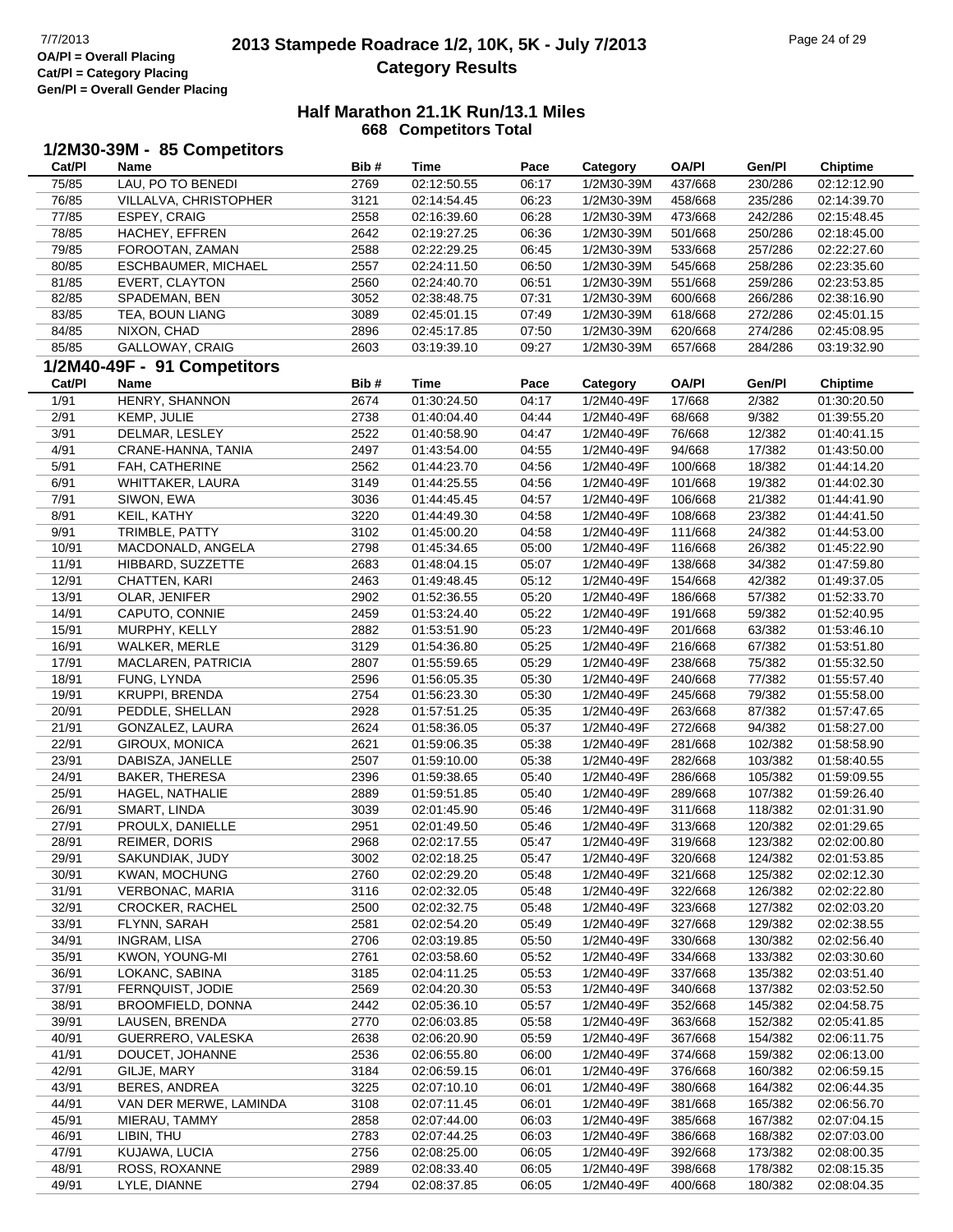## Half Marathon 21.1K Run/13.1 Miles

**668 Competitors Total**

### 1/2M30-39M - 85 Competitors

| Cat/Pl | Name | Bib # | Time | Pace | Category | OA/Pl | Gen/Pl | Chiptime |
|---|---|---|---|---|---|---|---|---|
| 75/85 | LAU, PO TO BENEDI | 2769 | 02:12:50.55 | 06:17 | 1/2M30-39M | 437/668 | 230/286 | 02:12:12.90 |
| 76/85 | VILLALVA, CHRISTOPHER | 3121 | 02:14:54.45 | 06:23 | 1/2M30-39M | 458/668 | 235/286 | 02:14:39.70 |
| 77/85 | ESPEY, CRAIG | 2558 | 02:16:39.60 | 06:28 | 1/2M30-39M | 473/668 | 242/286 | 02:15:48.45 |
| 78/85 | HACHEY, EFFREN | 2642 | 02:19:27.25 | 06:36 | 1/2M30-39M | 501/668 | 250/286 | 02:18:45.00 |
| 79/85 | FOROOTAN, ZAMAN | 2588 | 02:22:29.25 | 06:45 | 1/2M30-39M | 533/668 | 257/286 | 02:22:27.60 |
| 80/85 | ESCHBAUMER, MICHAEL | 2557 | 02:24:11.50 | 06:50 | 1/2M30-39M | 545/668 | 258/286 | 02:23:35.60 |
| 81/85 | EVERT, CLAYTON | 2560 | 02:24:40.70 | 06:51 | 1/2M30-39M | 551/668 | 259/286 | 02:23:53.85 |
| 82/85 | SPADEMAN, BEN | 3052 | 02:38:48.75 | 07:31 | 1/2M30-39M | 600/668 | 266/286 | 02:38:16.90 |
| 83/85 | TEA, BOUN LIANG | 3089 | 02:45:01.15 | 07:49 | 1/2M30-39M | 618/668 | 272/286 | 02:45:01.15 |
| 84/85 | NIXON, CHAD | 2896 | 02:45:17.85 | 07:50 | 1/2M30-39M | 620/668 | 274/286 | 02:45:08.95 |
| 85/85 | GALLOWAY, CRAIG | 2603 | 03:19:39.10 | 09:27 | 1/2M30-39M | 657/668 | 284/286 | 03:19:32.90 |

### 1/2M40-49F - 91 Competitors

| Cat/Pl | Name | Bib # | Time | Pace | Category | OA/Pl | Gen/Pl | Chiptime |
|---|---|---|---|---|---|---|---|---|
| 1/91 | HENRY, SHANNON | 2674 | 01:30:24.50 | 04:17 | 1/2M40-49F | 17/668 | 2/382 | 01:30:20.50 |
| 2/91 | KEMP, JULIE | 2738 | 01:40:04.40 | 04:44 | 1/2M40-49F | 68/668 | 9/382 | 01:39:55.20 |
| 3/91 | DELMAR, LESLEY | 2522 | 01:40:58.90 | 04:47 | 1/2M40-49F | 76/668 | 12/382 | 01:40:41.15 |
| 4/91 | CRANE-HANNA, TANIA | 2497 | 01:43:54.00 | 04:55 | 1/2M40-49F | 94/668 | 17/382 | 01:43:50.00 |
| 5/91 | FAH, CATHERINE | 2562 | 01:44:23.70 | 04:56 | 1/2M40-49F | 100/668 | 18/382 | 01:44:14.20 |
| 6/91 | WHITTAKER, LAURA | 3149 | 01:44:25.55 | 04:56 | 1/2M40-49F | 101/668 | 19/382 | 01:44:02.30 |
| 7/91 | SIWON, EWA | 3036 | 01:44:45.45 | 04:57 | 1/2M40-49F | 106/668 | 21/382 | 01:44:41.90 |
| 8/91 | KEIL, KATHY | 3220 | 01:44:49.30 | 04:58 | 1/2M40-49F | 108/668 | 23/382 | 01:44:41.50 |
| 9/91 | TRIMBLE, PATTY | 3102 | 01:45:00.20 | 04:58 | 1/2M40-49F | 111/668 | 24/382 | 01:44:53.00 |
| 10/91 | MACDONALD, ANGELA | 2798 | 01:45:34.65 | 05:00 | 1/2M40-49F | 116/668 | 26/382 | 01:45:22.90 |
| 11/91 | HIBBARD, SUZZETTE | 2683 | 01:48:04.15 | 05:07 | 1/2M40-49F | 138/668 | 34/382 | 01:47:59.80 |
| 12/91 | CHATTEN, KARI | 2463 | 01:49:48.45 | 05:12 | 1/2M40-49F | 154/668 | 42/382 | 01:49:37.05 |
| 13/91 | OLAR, JENIFER | 2902 | 01:52:36.55 | 05:20 | 1/2M40-49F | 186/668 | 57/382 | 01:52:33.70 |
| 14/91 | CAPUTO, CONNIE | 2459 | 01:53:24.40 | 05:22 | 1/2M40-49F | 191/668 | 59/382 | 01:52:40.95 |
| 15/91 | MURPHY, KELLY | 2882 | 01:53:51.90 | 05:23 | 1/2M40-49F | 201/668 | 63/382 | 01:53:46.10 |
| 16/91 | WALKER, MERLE | 3129 | 01:54:36.80 | 05:25 | 1/2M40-49F | 216/668 | 67/382 | 01:53:51.80 |
| 17/91 | MACLAREN, PATRICIA | 2807 | 01:55:59.65 | 05:29 | 1/2M40-49F | 238/668 | 75/382 | 01:55:32.50 |
| 18/91 | FUNG, LYNDA | 2596 | 01:56:05.35 | 05:30 | 1/2M40-49F | 240/668 | 77/382 | 01:55:57.40 |
| 19/91 | KRUPPI, BRENDA | 2754 | 01:56:23.30 | 05:30 | 1/2M40-49F | 245/668 | 79/382 | 01:55:58.00 |
| 20/91 | PEDDLE, SHELLAN | 2928 | 01:57:51.25 | 05:35 | 1/2M40-49F | 263/668 | 87/382 | 01:57:47.65 |
| 21/91 | GONZALEZ, LAURA | 2624 | 01:58:36.05 | 05:37 | 1/2M40-49F | 272/668 | 94/382 | 01:58:27.00 |
| 22/91 | GIROUX, MONICA | 2621 | 01:59:06.35 | 05:38 | 1/2M40-49F | 281/668 | 102/382 | 01:58:58.90 |
| 23/91 | DABISZA, JANELLE | 2507 | 01:59:10.00 | 05:38 | 1/2M40-49F | 282/668 | 103/382 | 01:58:40.55 |
| 24/91 | BAKER, THERESA | 2396 | 01:59:38.65 | 05:40 | 1/2M40-49F | 286/668 | 105/382 | 01:59:09.55 |
| 25/91 | HAGEL, NATHALIE | 2889 | 01:59:51.85 | 05:40 | 1/2M40-49F | 289/668 | 107/382 | 01:59:26.40 |
| 26/91 | SMART, LINDA | 3039 | 02:01:45.90 | 05:46 | 1/2M40-49F | 311/668 | 118/382 | 02:01:31.90 |
| 27/91 | PROULX, DANIELLE | 2951 | 02:01:49.50 | 05:46 | 1/2M40-49F | 313/668 | 120/382 | 02:01:29.65 |
| 28/91 | REIMER, DORIS | 2968 | 02:02:17.55 | 05:47 | 1/2M40-49F | 319/668 | 123/382 | 02:02:00.80 |
| 29/91 | SAKUNDIAK, JUDY | 3002 | 02:02:18.25 | 05:47 | 1/2M40-49F | 320/668 | 124/382 | 02:01:53.85 |
| 30/91 | KWAN, MOCHUNG | 2760 | 02:02:29.20 | 05:48 | 1/2M40-49F | 321/668 | 125/382 | 02:02:12.30 |
| 31/91 | VERBONAC, MARIA | 3116 | 02:02:32.05 | 05:48 | 1/2M40-49F | 322/668 | 126/382 | 02:02:22.80 |
| 32/91 | CROCKER, RACHEL | 2500 | 02:02:32.75 | 05:48 | 1/2M40-49F | 323/668 | 127/382 | 02:02:03.20 |
| 33/91 | FLYNN, SARAH | 2581 | 02:02:54.20 | 05:49 | 1/2M40-49F | 327/668 | 129/382 | 02:02:38.55 |
| 34/91 | INGRAM, LISA | 2706 | 02:03:19.85 | 05:50 | 1/2M40-49F | 330/668 | 130/382 | 02:02:56.40 |
| 35/91 | KWON, YOUNG-MI | 2761 | 02:03:58.60 | 05:52 | 1/2M40-49F | 334/668 | 133/382 | 02:03:30.60 |
| 36/91 | LOKANC, SABINA | 3185 | 02:04:11.25 | 05:53 | 1/2M40-49F | 337/668 | 135/382 | 02:03:51.40 |
| 37/91 | FERNQUIST, JODIE | 2569 | 02:04:20.30 | 05:53 | 1/2M40-49F | 340/668 | 137/382 | 02:03:52.50 |
| 38/91 | BROOMFIELD, DONNA | 2442 | 02:05:36.10 | 05:57 | 1/2M40-49F | 352/668 | 145/382 | 02:04:58.75 |
| 39/91 | LAUSEN, BRENDA | 2770 | 02:06:03.85 | 05:58 | 1/2M40-49F | 363/668 | 152/382 | 02:05:41.85 |
| 40/91 | GUERRERO, VALESKA | 2638 | 02:06:20.90 | 05:59 | 1/2M40-49F | 367/668 | 154/382 | 02:06:11.75 |
| 41/91 | DOUCET, JOHANNE | 2536 | 02:06:55.80 | 06:00 | 1/2M40-49F | 374/668 | 159/382 | 02:06:13.00 |
| 42/91 | GILJE, MARY | 3184 | 02:06:59.15 | 06:01 | 1/2M40-49F | 376/668 | 160/382 | 02:06:59.15 |
| 43/91 | BERES, ANDREA | 3225 | 02:07:10.10 | 06:01 | 1/2M40-49F | 380/668 | 164/382 | 02:06:44.35 |
| 44/91 | VAN DER MERWE, LAMINDA | 3108 | 02:07:11.45 | 06:01 | 1/2M40-49F | 381/668 | 165/382 | 02:06:56.70 |
| 45/91 | MIERAU, TAMMY | 2858 | 02:07:44.00 | 06:03 | 1/2M40-49F | 385/668 | 167/382 | 02:07:04.15 |
| 46/91 | LIBIN, THU | 2783 | 02:07:44.25 | 06:03 | 1/2M40-49F | 386/668 | 168/382 | 02:07:03.00 |
| 47/91 | KUJAWA, LUCIA | 2756 | 02:08:25.00 | 06:05 | 1/2M40-49F | 392/668 | 173/382 | 02:08:00.35 |
| 48/91 | ROSS, ROXANNE | 2989 | 02:08:33.40 | 06:05 | 1/2M40-49F | 398/668 | 178/382 | 02:08:15.35 |
| 49/91 | LYLE, DIANNE | 2794 | 02:08:37.85 | 06:05 | 1/2M40-49F | 400/668 | 180/382 | 02:08:04.35 |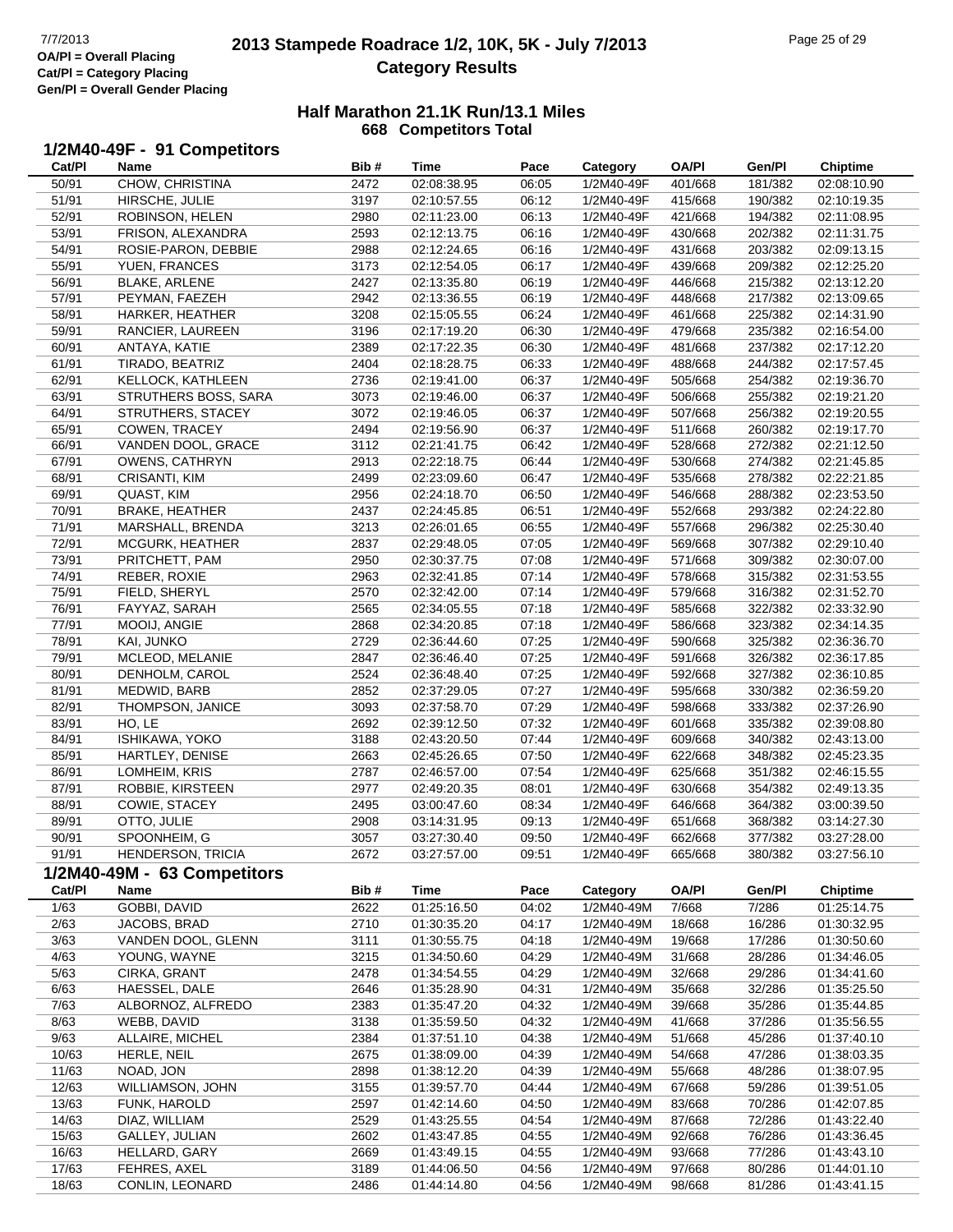# 2013 Stampede Roadrace 1/2, 10K, 5K - July 7/2013
## Category Results

OA/Pl = Overall Placing
Cat/Pl = Category Placing
Gen/Pl = Overall Gender Placing

### Half Marathon 21.1K Run/13.1 Miles
**668 Competitors Total**

### 1/2M40-49F - 91 Competitors

| Cat/Pl | Name | Bib # | Time | Pace | Category | OA/Pl | Gen/Pl | Chiptime |
|---|---|---|---|---|---|---|---|---|
| 50/91 | CHOW, CHRISTINA | 2472 | 02:08:38.95 | 06:05 | 1/2M40-49F | 401/668 | 181/382 | 02:08:10.90 |
| 51/91 | HIRSCHE, JULIE | 3197 | 02:10:57.55 | 06:12 | 1/2M40-49F | 415/668 | 190/382 | 02:10:19.35 |
| 52/91 | ROBINSON, HELEN | 2980 | 02:11:23.00 | 06:13 | 1/2M40-49F | 421/668 | 194/382 | 02:11:08.95 |
| 53/91 | FRISON, ALEXANDRA | 2593 | 02:12:13.75 | 06:16 | 1/2M40-49F | 430/668 | 202/382 | 02:11:31.75 |
| 54/91 | ROSIE-PARON, DEBBIE | 2988 | 02:12:24.65 | 06:16 | 1/2M40-49F | 431/668 | 203/382 | 02:09:13.15 |
| 55/91 | YUEN, FRANCES | 3173 | 02:12:54.05 | 06:17 | 1/2M40-49F | 439/668 | 209/382 | 02:12:25.20 |
| 56/91 | BLAKE, ARLENE | 2427 | 02:13:35.80 | 06:19 | 1/2M40-49F | 446/668 | 215/382 | 02:13:12.20 |
| 57/91 | PEYMAN, FAEZEH | 2942 | 02:13:36.55 | 06:19 | 1/2M40-49F | 448/668 | 217/382 | 02:13:09.65 |
| 58/91 | HARKER, HEATHER | 3208 | 02:15:05.55 | 06:24 | 1/2M40-49F | 461/668 | 225/382 | 02:14:31.90 |
| 59/91 | RANCIER, LAUREEN | 3196 | 02:17:19.20 | 06:30 | 1/2M40-49F | 479/668 | 235/382 | 02:16:54.00 |
| 60/91 | ANTAYA, KATIE | 2389 | 02:17:22.35 | 06:30 | 1/2M40-49F | 481/668 | 237/382 | 02:17:12.20 |
| 61/91 | TIRADO, BEATRIZ | 2404 | 02:18:28.75 | 06:33 | 1/2M40-49F | 488/668 | 244/382 | 02:17:57.45 |
| 62/91 | KELLOCK, KATHLEEN | 2736 | 02:19:41.00 | 06:37 | 1/2M40-49F | 505/668 | 254/382 | 02:19:36.70 |
| 63/91 | STRUTHERS BOSS, SARA | 3073 | 02:19:46.00 | 06:37 | 1/2M40-49F | 506/668 | 255/382 | 02:19:21.20 |
| 64/91 | STRUTHERS, STACEY | 3072 | 02:19:46.05 | 06:37 | 1/2M40-49F | 507/668 | 256/382 | 02:19:20.55 |
| 65/91 | COWEN, TRACEY | 2494 | 02:19:56.90 | 06:37 | 1/2M40-49F | 511/668 | 260/382 | 02:19:17.70 |
| 66/91 | VANDEN DOOL, GRACE | 3112 | 02:21:41.75 | 06:42 | 1/2M40-49F | 528/668 | 272/382 | 02:21:12.50 |
| 67/91 | OWENS, CATHRYN | 2913 | 02:22:18.75 | 06:44 | 1/2M40-49F | 530/668 | 274/382 | 02:21:45.85 |
| 68/91 | CRISANTI, KIM | 2499 | 02:23:09.60 | 06:47 | 1/2M40-49F | 535/668 | 278/382 | 02:22:21.85 |
| 69/91 | QUAST, KIM | 2956 | 02:24:18.70 | 06:50 | 1/2M40-49F | 546/668 | 288/382 | 02:23:53.50 |
| 70/91 | BRAKE, HEATHER | 2437 | 02:24:45.85 | 06:51 | 1/2M40-49F | 552/668 | 293/382 | 02:24:22.80 |
| 71/91 | MARSHALL, BRENDA | 3213 | 02:26:01.65 | 06:55 | 1/2M40-49F | 557/668 | 296/382 | 02:25:30.40 |
| 72/91 | MCGURK, HEATHER | 2837 | 02:29:48.05 | 07:05 | 1/2M40-49F | 569/668 | 307/382 | 02:29:10.40 |
| 73/91 | PRITCHETT, PAM | 2950 | 02:30:37.75 | 07:08 | 1/2M40-49F | 571/668 | 309/382 | 02:30:07.00 |
| 74/91 | REBER, ROXIE | 2963 | 02:32:41.85 | 07:14 | 1/2M40-49F | 578/668 | 315/382 | 02:31:53.55 |
| 75/91 | FIELD, SHERYL | 2570 | 02:32:42.00 | 07:14 | 1/2M40-49F | 579/668 | 316/382 | 02:31:52.70 |
| 76/91 | FAYYAZ, SARAH | 2565 | 02:34:05.55 | 07:18 | 1/2M40-49F | 585/668 | 322/382 | 02:33:32.90 |
| 77/91 | MOOIJ, ANGIE | 2868 | 02:34:20.85 | 07:18 | 1/2M40-49F | 586/668 | 323/382 | 02:34:14.35 |
| 78/91 | KAI, JUNKO | 2729 | 02:36:44.60 | 07:25 | 1/2M40-49F | 590/668 | 325/382 | 02:36:36.70 |
| 79/91 | MCLEOD, MELANIE | 2847 | 02:36:46.40 | 07:25 | 1/2M40-49F | 591/668 | 326/382 | 02:36:17.85 |
| 80/91 | DENHOLM, CAROL | 2524 | 02:36:48.40 | 07:25 | 1/2M40-49F | 592/668 | 327/382 | 02:36:10.85 |
| 81/91 | MEDWID, BARB | 2852 | 02:37:29.05 | 07:27 | 1/2M40-49F | 595/668 | 330/382 | 02:36:59.20 |
| 82/91 | THOMPSON, JANICE | 3093 | 02:37:58.70 | 07:29 | 1/2M40-49F | 598/668 | 333/382 | 02:37:26.90 |
| 83/91 | HO, LE | 2692 | 02:39:12.50 | 07:32 | 1/2M40-49F | 601/668 | 335/382 | 02:39:08.80 |
| 84/91 | ISHIKAWA, YOKO | 3188 | 02:43:20.50 | 07:44 | 1/2M40-49F | 609/668 | 340/382 | 02:43:13.00 |
| 85/91 | HARTLEY, DENISE | 2663 | 02:45:26.65 | 07:50 | 1/2M40-49F | 622/668 | 348/382 | 02:45:23.35 |
| 86/91 | LOMHEIM, KRIS | 2787 | 02:46:57.00 | 07:54 | 1/2M40-49F | 625/668 | 351/382 | 02:46:15.55 |
| 87/91 | ROBBIE, KIRSTEEN | 2977 | 02:49:20.35 | 08:01 | 1/2M40-49F | 630/668 | 354/382 | 02:49:13.35 |
| 88/91 | COWIE, STACEY | 2495 | 03:00:47.60 | 08:34 | 1/2M40-49F | 646/668 | 364/382 | 03:00:39.50 |
| 89/91 | OTTO, JULIE | 2908 | 03:14:31.95 | 09:13 | 1/2M40-49F | 651/668 | 368/382 | 03:14:27.30 |
| 90/91 | SPOONHEIM, G | 3057 | 03:27:30.40 | 09:50 | 1/2M40-49F | 662/668 | 377/382 | 03:27:28.00 |
| 91/91 | HENDERSON, TRICIA | 2672 | 03:27:57.00 | 09:51 | 1/2M40-49F | 665/668 | 380/382 | 03:27:56.10 |

### 1/2M40-49M - 63 Competitors

| Cat/Pl | Name | Bib # | Time | Pace | Category | OA/Pl | Gen/Pl | Chiptime |
|---|---|---|---|---|---|---|---|---|
| 1/63 | GOBBI, DAVID | 2622 | 01:25:16.50 | 04:02 | 1/2M40-49M | 7/668 | 7/286 | 01:25:14.75 |
| 2/63 | JACOBS, BRAD | 2710 | 01:30:35.20 | 04:17 | 1/2M40-49M | 18/668 | 16/286 | 01:30:32.95 |
| 3/63 | VANDEN DOOL, GLENN | 3111 | 01:30:55.75 | 04:18 | 1/2M40-49M | 19/668 | 17/286 | 01:30:50.60 |
| 4/63 | YOUNG, WAYNE | 3215 | 01:34:50.60 | 04:29 | 1/2M40-49M | 31/668 | 28/286 | 01:34:46.05 |
| 5/63 | CIRKA, GRANT | 2478 | 01:34:54.55 | 04:29 | 1/2M40-49M | 32/668 | 29/286 | 01:34:41.60 |
| 6/63 | HAESSEL, DALE | 2646 | 01:35:28.90 | 04:31 | 1/2M40-49M | 35/668 | 32/286 | 01:35:25.50 |
| 7/63 | ALBORNOZ, ALFREDO | 2383 | 01:35:47.20 | 04:32 | 1/2M40-49M | 39/668 | 35/286 | 01:35:44.85 |
| 8/63 | WEBB, DAVID | 3138 | 01:35:59.50 | 04:32 | 1/2M40-49M | 41/668 | 37/286 | 01:35:56.55 |
| 9/63 | ALLAIRE, MICHEL | 2384 | 01:37:51.10 | 04:38 | 1/2M40-49M | 51/668 | 45/286 | 01:37:40.10 |
| 10/63 | HERLE, NEIL | 2675 | 01:38:09.00 | 04:39 | 1/2M40-49M | 54/668 | 47/286 | 01:38:03.35 |
| 11/63 | NOAD, JON | 2898 | 01:38:12.20 | 04:39 | 1/2M40-49M | 55/668 | 48/286 | 01:38:07.95 |
| 12/63 | WILLIAMSON, JOHN | 3155 | 01:39:57.70 | 04:44 | 1/2M40-49M | 67/668 | 59/286 | 01:39:51.05 |
| 13/63 | FUNK, HAROLD | 2597 | 01:42:14.60 | 04:50 | 1/2M40-49M | 83/668 | 70/286 | 01:42:07.85 |
| 14/63 | DIAZ, WILLIAM | 2529 | 01:43:25.55 | 04:54 | 1/2M40-49M | 87/668 | 72/286 | 01:43:22.40 |
| 15/63 | GALLEY, JULIAN | 2602 | 01:43:47.85 | 04:55 | 1/2M40-49M | 92/668 | 76/286 | 01:43:36.45 |
| 16/63 | HELLARD, GARY | 2669 | 01:43:49.15 | 04:55 | 1/2M40-49M | 93/668 | 77/286 | 01:43:43.10 |
| 17/63 | FEHRES, AXEL | 3189 | 01:44:06.50 | 04:56 | 1/2M40-49M | 97/668 | 80/286 | 01:44:01.10 |
| 18/63 | CONLIN, LEONARD | 2486 | 01:44:14.80 | 04:56 | 1/2M40-49M | 98/668 | 81/286 | 01:43:41.15 |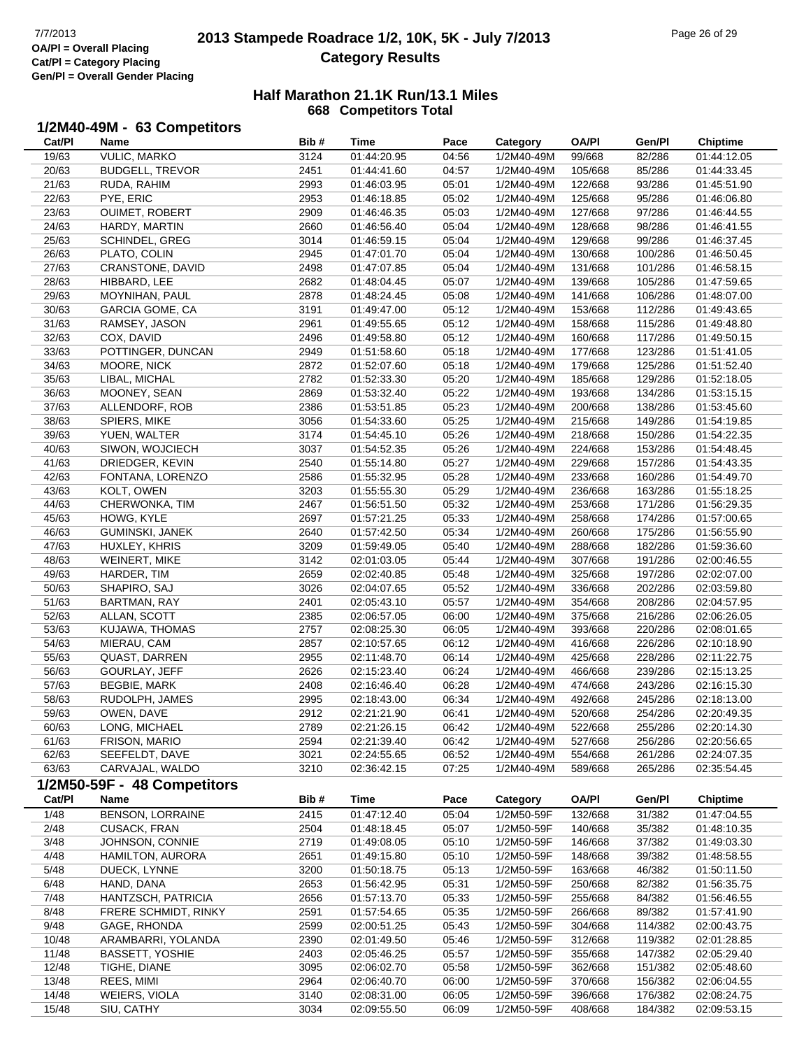# 2013 Stampede Roadrace 1/2, 10K, 5K - July 7/2013

## Category Results

7/7/2013
OA/Pl = Overall Placing
Cat/Pl = Category Placing
Gen/Pl = Overall Gender Placing

### Half Marathon 21.1K Run/13.1 Miles

**668 Competitors Total**

### 1/2M40-49M - 63 Competitors

| Cat/Pl | Name | Bib # | Time | Pace | Category | OA/Pl | Gen/Pl | Chiptime |
|---|---|---|---|---|---|---|---|---|
| 19/63 | VULIC, MARKO | 3124 | 01:44:20.95 | 04:56 | 1/2M40-49M | 99/668 | 82/286 | 01:44:12.05 |
| 20/63 | BUDGELL, TREVOR | 2451 | 01:44:41.60 | 04:57 | 1/2M40-49M | 105/668 | 85/286 | 01:44:33.45 |
| 21/63 | RUDA, RAHIM | 2993 | 01:46:03.95 | 05:01 | 1/2M40-49M | 122/668 | 93/286 | 01:45:51.90 |
| 22/63 | PYE, ERIC | 2953 | 01:46:18.85 | 05:02 | 1/2M40-49M | 125/668 | 95/286 | 01:46:06.80 |
| 23/63 | OUIMET, ROBERT | 2909 | 01:46:46.35 | 05:03 | 1/2M40-49M | 127/668 | 97/286 | 01:46:44.55 |
| 24/63 | HARDY, MARTIN | 2660 | 01:46:56.40 | 05:04 | 1/2M40-49M | 128/668 | 98/286 | 01:46:41.55 |
| 25/63 | SCHINDEL, GREG | 3014 | 01:46:59.15 | 05:04 | 1/2M40-49M | 129/668 | 99/286 | 01:46:37.45 |
| 26/63 | PLATO, COLIN | 2945 | 01:47:01.70 | 05:04 | 1/2M40-49M | 130/668 | 100/286 | 01:46:50.45 |
| 27/63 | CRANSTONE, DAVID | 2498 | 01:47:07.85 | 05:04 | 1/2M40-49M | 131/668 | 101/286 | 01:46:58.15 |
| 28/63 | HIBBARD, LEE | 2682 | 01:48:04.45 | 05:07 | 1/2M40-49M | 139/668 | 105/286 | 01:47:59.65 |
| 29/63 | MOYNIHAN, PAUL | 2878 | 01:48:24.45 | 05:08 | 1/2M40-49M | 141/668 | 106/286 | 01:48:07.00 |
| 30/63 | GARCIA GOME, CA | 3191 | 01:49:47.00 | 05:12 | 1/2M40-49M | 153/668 | 112/286 | 01:49:43.65 |
| 31/63 | RAMSEY, JASON | 2961 | 01:49:55.65 | 05:12 | 1/2M40-49M | 158/668 | 115/286 | 01:49:48.80 |
| 32/63 | COX, DAVID | 2496 | 01:49:58.80 | 05:12 | 1/2M40-49M | 160/668 | 117/286 | 01:49:50.15 |
| 33/63 | POTTINGER, DUNCAN | 2949 | 01:51:58.60 | 05:18 | 1/2M40-49M | 177/668 | 123/286 | 01:51:41.05 |
| 34/63 | MOORE, NICK | 2872 | 01:52:07.60 | 05:18 | 1/2M40-49M | 179/668 | 125/286 | 01:51:52.40 |
| 35/63 | LIBAL, MICHAL | 2782 | 01:52:33.30 | 05:20 | 1/2M40-49M | 185/668 | 129/286 | 01:52:18.05 |
| 36/63 | MOONEY, SEAN | 2869 | 01:53:32.40 | 05:22 | 1/2M40-49M | 193/668 | 134/286 | 01:53:15.15 |
| 37/63 | ALLENDORF, ROB | 2386 | 01:53:51.85 | 05:23 | 1/2M40-49M | 200/668 | 138/286 | 01:53:45.60 |
| 38/63 | SPIERS, MIKE | 3056 | 01:54:33.60 | 05:25 | 1/2M40-49M | 215/668 | 149/286 | 01:54:19.85 |
| 39/63 | YUEN, WALTER | 3174 | 01:54:45.10 | 05:26 | 1/2M40-49M | 218/668 | 150/286 | 01:54:22.35 |
| 40/63 | SIWON, WOJCIECH | 3037 | 01:54:52.35 | 05:26 | 1/2M40-49M | 224/668 | 153/286 | 01:54:48.45 |
| 41/63 | DRIEDGER, KEVIN | 2540 | 01:55:14.80 | 05:27 | 1/2M40-49M | 229/668 | 157/286 | 01:54:43.35 |
| 42/63 | FONTANA, LORENZO | 2586 | 01:55:32.95 | 05:28 | 1/2M40-49M | 233/668 | 160/286 | 01:54:49.70 |
| 43/63 | KOLT, OWEN | 3203 | 01:55:55.30 | 05:29 | 1/2M40-49M | 236/668 | 163/286 | 01:55:18.25 |
| 44/63 | CHERWONKA, TIM | 2467 | 01:56:51.50 | 05:32 | 1/2M40-49M | 253/668 | 171/286 | 01:56:29.35 |
| 45/63 | HOWG, KYLE | 2697 | 01:57:21.25 | 05:33 | 1/2M40-49M | 258/668 | 174/286 | 01:57:00.65 |
| 46/63 | GUMINSKI, JANEK | 2640 | 01:57:42.50 | 05:34 | 1/2M40-49M | 260/668 | 175/286 | 01:56:55.90 |
| 47/63 | HUXLEY, KHRIS | 3209 | 01:59:49.05 | 05:40 | 1/2M40-49M | 288/668 | 182/286 | 01:59:36.60 |
| 48/63 | WEINERT, MIKE | 3142 | 02:01:03.05 | 05:44 | 1/2M40-49M | 307/668 | 191/286 | 02:00:46.55 |
| 49/63 | HARDER, TIM | 2659 | 02:02:40.85 | 05:48 | 1/2M40-49M | 325/668 | 197/286 | 02:02:07.00 |
| 50/63 | SHAPIRO, SAJ | 3026 | 02:04:07.65 | 05:52 | 1/2M40-49M | 336/668 | 202/286 | 02:03:59.80 |
| 51/63 | BARTMAN, RAY | 2401 | 02:05:43.10 | 05:57 | 1/2M40-49M | 354/668 | 208/286 | 02:04:57.95 |
| 52/63 | ALLAN, SCOTT | 2385 | 02:06:57.05 | 06:00 | 1/2M40-49M | 375/668 | 216/286 | 02:06:26.05 |
| 53/63 | KUJAWA, THOMAS | 2757 | 02:08:25.30 | 06:05 | 1/2M40-49M | 393/668 | 220/286 | 02:08:01.65 |
| 54/63 | MIERAU, CAM | 2857 | 02:10:57.65 | 06:12 | 1/2M40-49M | 416/668 | 226/286 | 02:10:18.90 |
| 55/63 | QUAST, DARREN | 2955 | 02:11:48.70 | 06:14 | 1/2M40-49M | 425/668 | 228/286 | 02:11:22.75 |
| 56/63 | GOURLAY, JEFF | 2626 | 02:15:23.40 | 06:24 | 1/2M40-49M | 466/668 | 239/286 | 02:15:13.25 |
| 57/63 | BEGBIE, MARK | 2408 | 02:16:46.40 | 06:28 | 1/2M40-49M | 474/668 | 243/286 | 02:16:15.30 |
| 58/63 | RUDOLPH, JAMES | 2995 | 02:18:43.00 | 06:34 | 1/2M40-49M | 492/668 | 245/286 | 02:18:13.00 |
| 59/63 | OWEN, DAVE | 2912 | 02:21:21.90 | 06:41 | 1/2M40-49M | 520/668 | 254/286 | 02:20:49.35 |
| 60/63 | LONG, MICHAEL | 2789 | 02:21:26.15 | 06:42 | 1/2M40-49M | 522/668 | 255/286 | 02:20:14.30 |
| 61/63 | FRISON, MARIO | 2594 | 02:21:39.40 | 06:42 | 1/2M40-49M | 527/668 | 256/286 | 02:20:56.65 |
| 62/63 | SEEFELDT, DAVE | 3021 | 02:24:55.65 | 06:52 | 1/2M40-49M | 554/668 | 261/286 | 02:24:07.35 |
| 63/63 | CARVAJAL, WALDO | 3210 | 02:36:42.15 | 07:25 | 1/2M40-49M | 589/668 | 265/286 | 02:35:54.45 |

### 1/2M50-59F - 48 Competitors

| Cat/Pl | Name | Bib # | Time | Pace | Category | OA/Pl | Gen/Pl | Chiptime |
|---|---|---|---|---|---|---|---|---|
| 1/48 | BENSON, LORRAINE | 2415 | 01:47:12.40 | 05:04 | 1/2M50-59F | 132/668 | 31/382 | 01:47:04.55 |
| 2/48 | CUSACK, FRAN | 2504 | 01:48:18.45 | 05:07 | 1/2M50-59F | 140/668 | 35/382 | 01:48:10.35 |
| 3/48 | JOHNSON, CONNIE | 2719 | 01:49:08.05 | 05:10 | 1/2M50-59F | 146/668 | 37/382 | 01:49:03.30 |
| 4/48 | HAMILTON, AURORA | 2651 | 01:49:15.80 | 05:10 | 1/2M50-59F | 148/668 | 39/382 | 01:48:58.55 |
| 5/48 | DUECK, LYNNE | 3200 | 01:50:18.75 | 05:13 | 1/2M50-59F | 163/668 | 46/382 | 01:50:11.50 |
| 6/48 | HAND, DANA | 2653 | 01:56:42.95 | 05:31 | 1/2M50-59F | 250/668 | 82/382 | 01:56:35.75 |
| 7/48 | HANTZSCH, PATRICIA | 2656 | 01:57:13.70 | 05:33 | 1/2M50-59F | 255/668 | 84/382 | 01:56:46.55 |
| 8/48 | FRERE SCHMIDT, RINKY | 2591 | 01:57:54.65 | 05:35 | 1/2M50-59F | 266/668 | 89/382 | 01:57:41.90 |
| 9/48 | GAGE, RHONDA | 2599 | 02:00:51.25 | 05:43 | 1/2M50-59F | 304/668 | 114/382 | 02:00:43.75 |
| 10/48 | ARAMBARRI, YOLANDA | 2390 | 02:01:49.50 | 05:46 | 1/2M50-59F | 312/668 | 119/382 | 02:01:28.85 |
| 11/48 | BASSETT, YOSHIE | 2403 | 02:05:46.25 | 05:57 | 1/2M50-59F | 355/668 | 147/382 | 02:05:29.40 |
| 12/48 | TIGHE, DIANE | 3095 | 02:06:02.70 | 05:58 | 1/2M50-59F | 362/668 | 151/382 | 02:05:48.60 |
| 13/48 | REES, MIMI | 2964 | 02:06:40.70 | 06:00 | 1/2M50-59F | 370/668 | 156/382 | 02:06:04.55 |
| 14/48 | WEIERS, VIOLA | 3140 | 02:08:31.00 | 06:05 | 1/2M50-59F | 396/668 | 176/382 | 02:08:24.75 |
| 15/48 | SIU, CATHY | 3034 | 02:09:55.50 | 06:09 | 1/2M50-59F | 408/668 | 184/382 | 02:09:53.15 |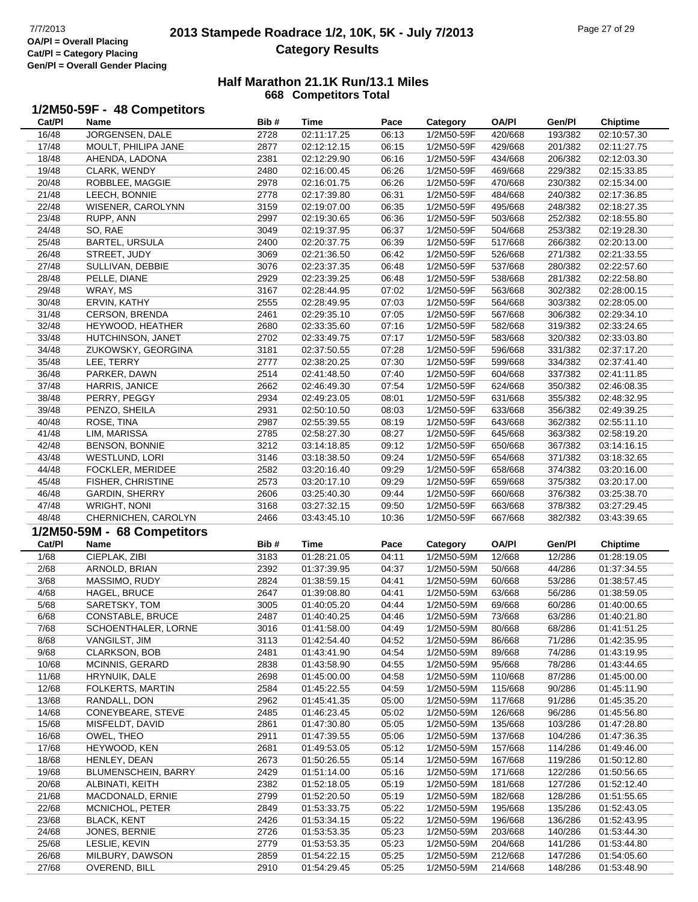**OA/Pl = Overall Placing**
**Cat/Pl = Category Placing**
**Gen/Pl = Overall Gender Placing**

# 2013 Stampede Roadrace 1/2, 10K, 5K - July 7/2013
## Category Results

### Half Marathon 21.1K Run/13.1 Miles
### 668 Competitors Total

### 1/2M50-59F - 48 Competitors

| Cat/Pl | Name | Bib # | Time | Pace | Category | OA/Pl | Gen/Pl | Chiptime |
|---|---|---|---|---|---|---|---|---|
| 16/48 | JORGENSEN, DALE | 2728 | 02:11:17.25 | 06:13 | 1/2M50-59F | 420/668 | 193/382 | 02:10:57.30 |
| 17/48 | MOULT, PHILIPA JANE | 2877 | 02:12:12.15 | 06:15 | 1/2M50-59F | 429/668 | 201/382 | 02:11:27.75 |
| 18/48 | AHENDA, LADONA | 2381 | 02:12:29.90 | 06:16 | 1/2M50-59F | 434/668 | 206/382 | 02:12:03.30 |
| 19/48 | CLARK, WENDY | 2480 | 02:16:00.45 | 06:26 | 1/2M50-59F | 469/668 | 229/382 | 02:15:33.85 |
| 20/48 | ROBBLEE, MAGGIE | 2978 | 02:16:01.75 | 06:26 | 1/2M50-59F | 470/668 | 230/382 | 02:15:34.00 |
| 21/48 | LEECH, BONNIE | 2778 | 02:17:39.80 | 06:31 | 1/2M50-59F | 484/668 | 240/382 | 02:17:36.85 |
| 22/48 | WISENER, CAROLYNN | 3159 | 02:19:07.00 | 06:35 | 1/2M50-59F | 495/668 | 248/382 | 02:18:27.35 |
| 23/48 | RUPP, ANN | 2997 | 02:19:30.65 | 06:36 | 1/2M50-59F | 503/668 | 252/382 | 02:18:55.80 |
| 24/48 | SO, RAE | 3049 | 02:19:37.95 | 06:37 | 1/2M50-59F | 504/668 | 253/382 | 02:19:28.30 |
| 25/48 | BARTEL, URSULA | 2400 | 02:20:37.75 | 06:39 | 1/2M50-59F | 517/668 | 266/382 | 02:20:13.00 |
| 26/48 | STREET, JUDY | 3069 | 02:21:36.50 | 06:42 | 1/2M50-59F | 526/668 | 271/382 | 02:21:33.55 |
| 27/48 | SULLIVAN, DEBBIE | 3076 | 02:23:37.35 | 06:48 | 1/2M50-59F | 537/668 | 280/382 | 02:22:57.60 |
| 28/48 | PELLE, DIANE | 2929 | 02:23:39.25 | 06:48 | 1/2M50-59F | 538/668 | 281/382 | 02:22:58.80 |
| 29/48 | WRAY, MS | 3167 | 02:28:44.95 | 07:02 | 1/2M50-59F | 563/668 | 302/382 | 02:28:00.15 |
| 30/48 | ERVIN, KATHY | 2555 | 02:28:49.95 | 07:03 | 1/2M50-59F | 564/668 | 303/382 | 02:28:05.00 |
| 31/48 | CERSON, BRENDA | 2461 | 02:29:35.10 | 07:05 | 1/2M50-59F | 567/668 | 306/382 | 02:29:34.10 |
| 32/48 | HEYWOOD, HEATHER | 2680 | 02:33:35.60 | 07:16 | 1/2M50-59F | 582/668 | 319/382 | 02:33:24.65 |
| 33/48 | HUTCHINSON, JANET | 2702 | 02:33:49.75 | 07:17 | 1/2M50-59F | 583/668 | 320/382 | 02:33:03.80 |
| 34/48 | ZUKOWSKY, GEORGINA | 3181 | 02:37:50.55 | 07:28 | 1/2M50-59F | 596/668 | 331/382 | 02:37:17.20 |
| 35/48 | LEE, TERRY | 2777 | 02:38:20.25 | 07:30 | 1/2M50-59F | 599/668 | 334/382 | 02:37:41.40 |
| 36/48 | PARKER, DAWN | 2514 | 02:41:48.50 | 07:40 | 1/2M50-59F | 604/668 | 337/382 | 02:41:11.85 |
| 37/48 | HARRIS, JANICE | 2662 | 02:46:49.30 | 07:54 | 1/2M50-59F | 624/668 | 350/382 | 02:46:08.35 |
| 38/48 | PERRY, PEGGY | 2934 | 02:49:23.05 | 08:01 | 1/2M50-59F | 631/668 | 355/382 | 02:48:32.95 |
| 39/48 | PENZO, SHEILA | 2931 | 02:50:10.50 | 08:03 | 1/2M50-59F | 633/668 | 356/382 | 02:49:39.25 |
| 40/48 | ROSE, TINA | 2987 | 02:55:39.55 | 08:19 | 1/2M50-59F | 643/668 | 362/382 | 02:55:11.10 |
| 41/48 | LIM, MARISSA | 2785 | 02:58:27.30 | 08:27 | 1/2M50-59F | 645/668 | 363/382 | 02:58:19.20 |
| 42/48 | BENSON, BONNIE | 3212 | 03:14:18.85 | 09:12 | 1/2M50-59F | 650/668 | 367/382 | 03:14:16.15 |
| 43/48 | WESTLUND, LORI | 3146 | 03:18:38.50 | 09:24 | 1/2M50-59F | 654/668 | 371/382 | 03:18:32.65 |
| 44/48 | FOCKLER, MERIDEE | 2582 | 03:20:16.40 | 09:29 | 1/2M50-59F | 658/668 | 374/382 | 03:20:16.00 |
| 45/48 | FISHER, CHRISTINE | 2573 | 03:20:17.10 | 09:29 | 1/2M50-59F | 659/668 | 375/382 | 03:20:17.00 |
| 46/48 | GARDIN, SHERRY | 2606 | 03:25:40.30 | 09:44 | 1/2M50-59F | 660/668 | 376/382 | 03:25:38.70 |
| 47/48 | WRIGHT, NONI | 3168 | 03:27:32.15 | 09:50 | 1/2M50-59F | 663/668 | 378/382 | 03:27:29.45 |
| 48/48 | CHERNICHEN, CAROLYN | 2466 | 03:43:45.10 | 10:36 | 1/2M50-59F | 667/668 | 382/382 | 03:43:39.65 |

### 1/2M50-59M - 68 Competitors

| Cat/Pl | Name | Bib # | Time | Pace | Category | OA/Pl | Gen/Pl | Chiptime |
|---|---|---|---|---|---|---|---|---|
| 1/68 | CIEPLAK, ZIBI | 3183 | 01:28:21.05 | 04:11 | 1/2M50-59M | 12/668 | 12/286 | 01:28:19.05 |
| 2/68 | ARNOLD, BRIAN | 2392 | 01:37:39.95 | 04:37 | 1/2M50-59M | 50/668 | 44/286 | 01:37:34.55 |
| 3/68 | MASSIMO, RUDY | 2824 | 01:38:59.15 | 04:41 | 1/2M50-59M | 60/668 | 53/286 | 01:38:57.45 |
| 4/68 | HAGEL, BRUCE | 2647 | 01:39:08.80 | 04:41 | 1/2M50-59M | 63/668 | 56/286 | 01:38:59.05 |
| 5/68 | SARETSKY, TOM | 3005 | 01:40:05.20 | 04:44 | 1/2M50-59M | 69/668 | 60/286 | 01:40:00.65 |
| 6/68 | CONSTABLE, BRUCE | 2487 | 01:40:40.25 | 04:46 | 1/2M50-59M | 73/668 | 63/286 | 01:40:21.80 |
| 7/68 | SCHOENTHALER, LORNE | 3016 | 01:41:58.00 | 04:49 | 1/2M50-59M | 80/668 | 68/286 | 01:41:51.25 |
| 8/68 | VANGILST, JIM | 3113 | 01:42:54.40 | 04:52 | 1/2M50-59M | 86/668 | 71/286 | 01:42:35.95 |
| 9/68 | CLARKSON, BOB | 2481 | 01:43:41.90 | 04:54 | 1/2M50-59M | 89/668 | 74/286 | 01:43:19.95 |
| 10/68 | MCINNIS, GERARD | 2838 | 01:43:58.90 | 04:55 | 1/2M50-59M | 95/668 | 78/286 | 01:43:44.65 |
| 11/68 | HRYNUIK, DALE | 2698 | 01:45:00.00 | 04:58 | 1/2M50-59M | 110/668 | 87/286 | 01:45:00.00 |
| 12/68 | FOLKERTS, MARTIN | 2584 | 01:45:22.55 | 04:59 | 1/2M50-59M | 115/668 | 90/286 | 01:45:11.90 |
| 13/68 | RANDALL, DON | 2962 | 01:45:41.35 | 05:00 | 1/2M50-59M | 117/668 | 91/286 | 01:45:35.20 |
| 14/68 | CONEYBEARE, STEVE | 2485 | 01:46:23.45 | 05:02 | 1/2M50-59M | 126/668 | 96/286 | 01:45:56.80 |
| 15/68 | MISFELDT, DAVID | 2861 | 01:47:30.80 | 05:05 | 1/2M50-59M | 135/668 | 103/286 | 01:47:28.80 |
| 16/68 | OWEL, THEO | 2911 | 01:47:39.55 | 05:06 | 1/2M50-59M | 137/668 | 104/286 | 01:47:36.35 |
| 17/68 | HEYWOOD, KEN | 2681 | 01:49:53.05 | 05:12 | 1/2M50-59M | 157/668 | 114/286 | 01:49:46.00 |
| 18/68 | HENLEY, DEAN | 2673 | 01:50:26.55 | 05:14 | 1/2M50-59M | 167/668 | 119/286 | 01:50:12.80 |
| 19/68 | BLUMENSCHEIN, BARRY | 2429 | 01:51:14.00 | 05:16 | 1/2M50-59M | 171/668 | 122/286 | 01:50:56.65 |
| 20/68 | ALBINATI, KEITH | 2382 | 01:52:18.05 | 05:19 | 1/2M50-59M | 181/668 | 127/286 | 01:52:12.40 |
| 21/68 | MACDONALD, ERNIE | 2799 | 01:52:20.50 | 05:19 | 1/2M50-59M | 182/668 | 128/286 | 01:51:55.65 |
| 22/68 | MCNICHOL, PETER | 2849 | 01:53:33.75 | 05:22 | 1/2M50-59M | 195/668 | 135/286 | 01:52:43.05 |
| 23/68 | BLACK, KENT | 2426 | 01:53:34.15 | 05:22 | 1/2M50-59M | 196/668 | 136/286 | 01:52:43.95 |
| 24/68 | JONES, BERNIE | 2726 | 01:53:53.35 | 05:23 | 1/2M50-59M | 203/668 | 140/286 | 01:53:44.30 |
| 25/68 | LESLIE, KEVIN | 2779 | 01:53:53.35 | 05:23 | 1/2M50-59M | 204/668 | 141/286 | 01:53:44.80 |
| 26/68 | MILBURY, DAWSON | 2859 | 01:54:22.15 | 05:25 | 1/2M50-59M | 212/668 | 147/286 | 01:54:05.60 |
| 27/68 | OVEREND, BILL | 2910 | 01:54:29.45 | 05:25 | 1/2M50-59M | 214/668 | 148/286 | 01:53:48.90 |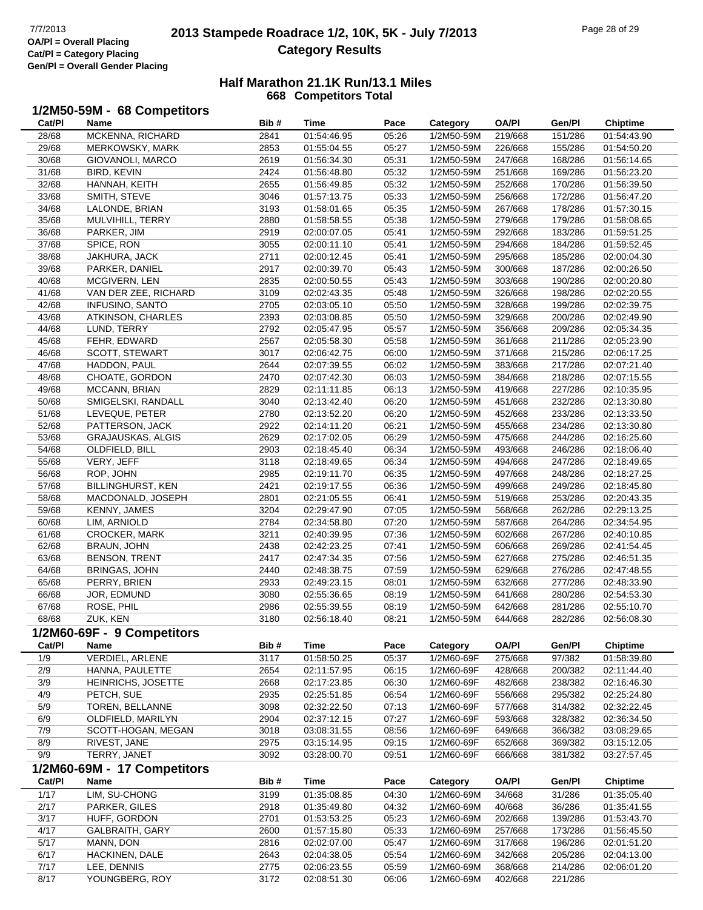# 2013 Stampede Roadrace 1/2, 10K, 5K - July 7/2013
## Category Results

7/7/2013
OA/Pl = Overall Placing
Cat/Pl = Category Placing
Gen/Pl = Overall Gender Placing

### Half Marathon 21.1K Run/13.1 Miles
**668 Competitors Total**

### 1/2M50-59M - 68 Competitors

| Cat/Pl | Name | Bib # | Time | Pace | Category | OA/Pl | Gen/Pl | Chiptime |
|---|---|---|---|---|---|---|---|---|
| 28/68 | MCKENNA, RICHARD | 2841 | 01:54:46.95 | 05:26 | 1/2M50-59M | 219/668 | 151/286 | 01:54:43.90 |
| 29/68 | MERKOWSKY, MARK | 2853 | 01:55:04.55 | 05:27 | 1/2M50-59M | 226/668 | 155/286 | 01:54:50.20 |
| 30/68 | GIOVANOLI, MARCO | 2619 | 01:56:34.30 | 05:31 | 1/2M50-59M | 247/668 | 168/286 | 01:56:14.65 |
| 31/68 | BIRD, KEVIN | 2424 | 01:56:48.80 | 05:32 | 1/2M50-59M | 251/668 | 169/286 | 01:56:23.20 |
| 32/68 | HANNAH, KEITH | 2655 | 01:56:49.85 | 05:32 | 1/2M50-59M | 252/668 | 170/286 | 01:56:39.50 |
| 33/68 | SMITH, STEVE | 3046 | 01:57:13.75 | 05:33 | 1/2M50-59M | 256/668 | 172/286 | 01:56:47.20 |
| 34/68 | LALONDE, BRIAN | 3193 | 01:58:01.65 | 05:35 | 1/2M50-59M | 267/668 | 178/286 | 01:57:30.15 |
| 35/68 | MULVIHILL, TERRY | 2880 | 01:58:58.55 | 05:38 | 1/2M50-59M | 279/668 | 179/286 | 01:58:08.65 |
| 36/68 | PARKER, JIM | 2919 | 02:00:07.05 | 05:41 | 1/2M50-59M | 292/668 | 183/286 | 01:59:51.25 |
| 37/68 | SPICE, RON | 3055 | 02:00:11.10 | 05:41 | 1/2M50-59M | 294/668 | 184/286 | 01:59:52.45 |
| 38/68 | JAKHURA, JACK | 2711 | 02:00:12.45 | 05:41 | 1/2M50-59M | 295/668 | 185/286 | 02:00:04.30 |
| 39/68 | PARKER, DANIEL | 2917 | 02:00:39.70 | 05:43 | 1/2M50-59M | 300/668 | 187/286 | 02:00:26.50 |
| 40/68 | MCGIVERN, LEN | 2835 | 02:00:50.55 | 05:43 | 1/2M50-59M | 303/668 | 190/286 | 02:00:20.80 |
| 41/68 | VAN DER ZEE, RICHARD | 3109 | 02:02:43.35 | 05:48 | 1/2M50-59M | 326/668 | 198/286 | 02:02:20.55 |
| 42/68 | INFUSINO, SANTO | 2705 | 02:03:05.10 | 05:50 | 1/2M50-59M | 328/668 | 199/286 | 02:02:39.75 |
| 43/68 | ATKINSON, CHARLES | 2393 | 02:03:08.85 | 05:50 | 1/2M50-59M | 329/668 | 200/286 | 02:02:49.90 |
| 44/68 | LUND, TERRY | 2792 | 02:05:47.95 | 05:57 | 1/2M50-59M | 356/668 | 209/286 | 02:05:34.35 |
| 45/68 | FEHR, EDWARD | 2567 | 02:05:58.30 | 05:58 | 1/2M50-59M | 361/668 | 211/286 | 02:05:23.90 |
| 46/68 | SCOTT, STEWART | 3017 | 02:06:42.75 | 06:00 | 1/2M50-59M | 371/668 | 215/286 | 02:06:17.25 |
| 47/68 | HADDON, PAUL | 2644 | 02:07:39.55 | 06:02 | 1/2M50-59M | 383/668 | 217/286 | 02:07:21.40 |
| 48/68 | CHOATE, GORDON | 2470 | 02:07:42.30 | 06:03 | 1/2M50-59M | 384/668 | 218/286 | 02:07:15.55 |
| 49/68 | MCCANN, BRIAN | 2829 | 02:11:11.85 | 06:13 | 1/2M50-59M | 419/668 | 227/286 | 02:10:35.95 |
| 50/68 | SMIGELSKI, RANDALL | 3040 | 02:13:42.40 | 06:20 | 1/2M50-59M | 451/668 | 232/286 | 02:13:30.80 |
| 51/68 | LEVEQUE, PETER | 2780 | 02:13:52.20 | 06:20 | 1/2M50-59M | 452/668 | 233/286 | 02:13:33.50 |
| 52/68 | PATTERSON, JACK | 2922 | 02:14:11.20 | 06:21 | 1/2M50-59M | 455/668 | 234/286 | 02:13:30.80 |
| 53/68 | GRAJAUSKAS, ALGIS | 2629 | 02:17:02.05 | 06:29 | 1/2M50-59M | 475/668 | 244/286 | 02:16:25.60 |
| 54/68 | OLDFIELD, BILL | 2903 | 02:18:45.40 | 06:34 | 1/2M50-59M | 493/668 | 246/286 | 02:18:06.40 |
| 55/68 | VERY, JEFF | 3118 | 02:18:49.65 | 06:34 | 1/2M50-59M | 494/668 | 247/286 | 02:18:49.65 |
| 56/68 | ROP, JOHN | 2985 | 02:19:11.70 | 06:35 | 1/2M50-59M | 497/668 | 248/286 | 02:18:27.25 |
| 57/68 | BILLINGHURST, KEN | 2421 | 02:19:17.55 | 06:36 | 1/2M50-59M | 499/668 | 249/286 | 02:18:45.80 |
| 58/68 | MACDONALD, JOSEPH | 2801 | 02:21:05.55 | 06:41 | 1/2M50-59M | 519/668 | 253/286 | 02:20:43.35 |
| 59/68 | KENNY, JAMES | 3204 | 02:29:47.90 | 07:05 | 1/2M50-59M | 568/668 | 262/286 | 02:29:13.25 |
| 60/68 | LIM, ARNIOLD | 2784 | 02:34:58.80 | 07:20 | 1/2M50-59M | 587/668 | 264/286 | 02:34:54.95 |
| 61/68 | CROCKER, MARK | 3211 | 02:40:39.95 | 07:36 | 1/2M50-59M | 602/668 | 267/286 | 02:40:10.85 |
| 62/68 | BRAUN, JOHN | 2438 | 02:42:23.25 | 07:41 | 1/2M50-59M | 606/668 | 269/286 | 02:41:54.45 |
| 63/68 | BENSON, TRENT | 2417 | 02:47:34.35 | 07:56 | 1/2M50-59M | 627/668 | 275/286 | 02:46:51.35 |
| 64/68 | BRINGAS, JOHN | 2440 | 02:48:38.75 | 07:59 | 1/2M50-59M | 629/668 | 276/286 | 02:47:48.55 |
| 65/68 | PERRY, BRIEN | 2933 | 02:49:23.15 | 08:01 | 1/2M50-59M | 632/668 | 277/286 | 02:48:33.90 |
| 66/68 | JOR, EDMUND | 3080 | 02:55:36.65 | 08:19 | 1/2M50-59M | 641/668 | 280/286 | 02:54:53.30 |
| 67/68 | ROSE, PHIL | 2986 | 02:55:39.55 | 08:19 | 1/2M50-59M | 642/668 | 281/286 | 02:55:10.70 |
| 68/68 | ZUK, KEN | 3180 | 02:56:18.40 | 08:21 | 1/2M50-59M | 644/668 | 282/286 | 02:56:08.30 |

### 1/2M60-69F - 9 Competitors

| Cat/Pl | Name | Bib # | Time | Pace | Category | OA/Pl | Gen/Pl | Chiptime |
|---|---|---|---|---|---|---|---|---|
| 1/9 | VERDIEL, ARLENE | 3117 | 01:58:50.25 | 05:37 | 1/2M60-69F | 275/668 | 97/382 | 01:58:39.80 |
| 2/9 | HANNA, PAULETTE | 2654 | 02:11:57.95 | 06:15 | 1/2M60-69F | 428/668 | 200/382 | 02:11:44.40 |
| 3/9 | HEINRICHS, JOSETTE | 2668 | 02:17:23.85 | 06:30 | 1/2M60-69F | 482/668 | 238/382 | 02:16:46.30 |
| 4/9 | PETCH, SUE | 2935 | 02:25:51.85 | 06:54 | 1/2M60-69F | 556/668 | 295/382 | 02:25:24.80 |
| 5/9 | TOREN, BELLANNE | 3098 | 02:32:22.50 | 07:13 | 1/2M60-69F | 577/668 | 314/382 | 02:32:22.45 |
| 6/9 | OLDFIELD, MARILYN | 2904 | 02:37:12.15 | 07:27 | 1/2M60-69F | 593/668 | 328/382 | 02:36:34.50 |
| 7/9 | SCOTT-HOGAN, MEGAN | 3018 | 03:08:31.55 | 08:56 | 1/2M60-69F | 649/668 | 366/382 | 03:08:29.65 |
| 8/9 | RIVEST, JANE | 2975 | 03:15:14.95 | 09:15 | 1/2M60-69F | 652/668 | 369/382 | 03:15:12.05 |
| 9/9 | TERRY, JANET | 3092 | 03:28:00.70 | 09:51 | 1/2M60-69F | 666/668 | 381/382 | 03:27:57.45 |

### 1/2M60-69M - 17 Competitors

| Cat/Pl | Name | Bib # | Time | Pace | Category | OA/Pl | Gen/Pl | Chiptime |
|---|---|---|---|---|---|---|---|---|
| 1/17 | LIM, SU-CHONG | 3199 | 01:35:08.85 | 04:30 | 1/2M60-69M | 34/668 | 31/286 | 01:35:05.40 |
| 2/17 | PARKER, GILES | 2918 | 01:35:49.80 | 04:32 | 1/2M60-69M | 40/668 | 36/286 | 01:35:41.55 |
| 3/17 | HUFF, GORDON | 2701 | 01:53:53.25 | 05:23 | 1/2M60-69M | 202/668 | 139/286 | 01:53:43.70 |
| 4/17 | GALBRAITH, GARY | 2600 | 01:57:15.80 | 05:33 | 1/2M60-69M | 257/668 | 173/286 | 01:56:45.50 |
| 5/17 | MANN, DON | 2816 | 02:02:07.00 | 05:47 | 1/2M60-69M | 317/668 | 196/286 | 02:01:51.20 |
| 6/17 | HACKINEN, DALE | 2643 | 02:04:38.05 | 05:54 | 1/2M60-69M | 342/668 | 205/286 | 02:04:13.00 |
| 7/17 | LEE, DENNIS | 2775 | 02:06:23.55 | 05:59 | 1/2M60-69M | 368/668 | 214/286 | 02:06:01.20 |
| 8/17 | YOUNGBERG, ROY | 3172 | 02:08:51.30 | 06:06 | 1/2M60-69M | 402/668 | 221/286 | |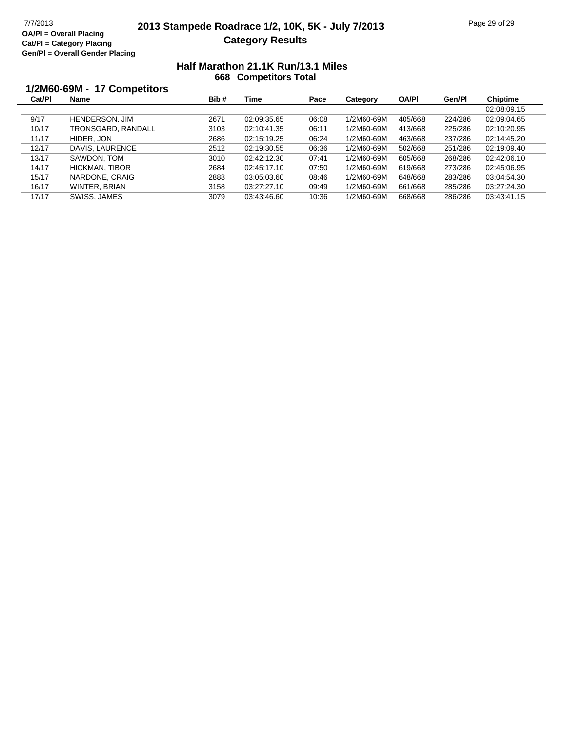OA/Pl = Overall Placing
Cat/Pl = Category Placing
Gen/Pl = Overall Gender Placing

# 2013 Stampede Roadrace 1/2, 10K, 5K - July 7/2013

## Category Results

### Half Marathon 21.1K Run/13.1 Miles
### 668 Competitors Total

### 1/2M60-69M - 17 Competitors

| Cat/Pl | Name | Bib # | Time | Pace | Category | OA/Pl | Gen/Pl | Chiptime |
|---|---|---|---|---|---|---|---|---|
| | | | | | | | | 02:08:09.15 |
| 9/17 | HENDERSON, JIM | 2671 | 02:09:35.65 | 06:08 | 1/2M60-69M | 405/668 | 224/286 | 02:09:04.65 |
| 10/17 | TRONSGARD, RANDALL | 3103 | 02:10:41.35 | 06:11 | 1/2M60-69M | 413/668 | 225/286 | 02:10:20.95 |
| 11/17 | HIDER, JON | 2686 | 02:15:19.25 | 06:24 | 1/2M60-69M | 463/668 | 237/286 | 02:14:45.20 |
| 12/17 | DAVIS, LAURENCE | 2512 | 02:19:30.55 | 06:36 | 1/2M60-69M | 502/668 | 251/286 | 02:19:09.40 |
| 13/17 | SAWDON, TOM | 3010 | 02:42:12.30 | 07:41 | 1/2M60-69M | 605/668 | 268/286 | 02:42:06.10 |
| 14/17 | HICKMAN, TIBOR | 2684 | 02:45:17.10 | 07:50 | 1/2M60-69M | 619/668 | 273/286 | 02:45:06.95 |
| 15/17 | NARDONE, CRAIG | 2888 | 03:05:03.60 | 08:46 | 1/2M60-69M | 648/668 | 283/286 | 03:04:54.30 |
| 16/17 | WINTER, BRIAN | 3158 | 03:27:27.10 | 09:49 | 1/2M60-69M | 661/668 | 285/286 | 03:27:24.30 |
| 17/17 | SWISS, JAMES | 3079 | 03:43:46.60 | 10:36 | 1/2M60-69M | 668/668 | 286/286 | 03:43:41.15 |